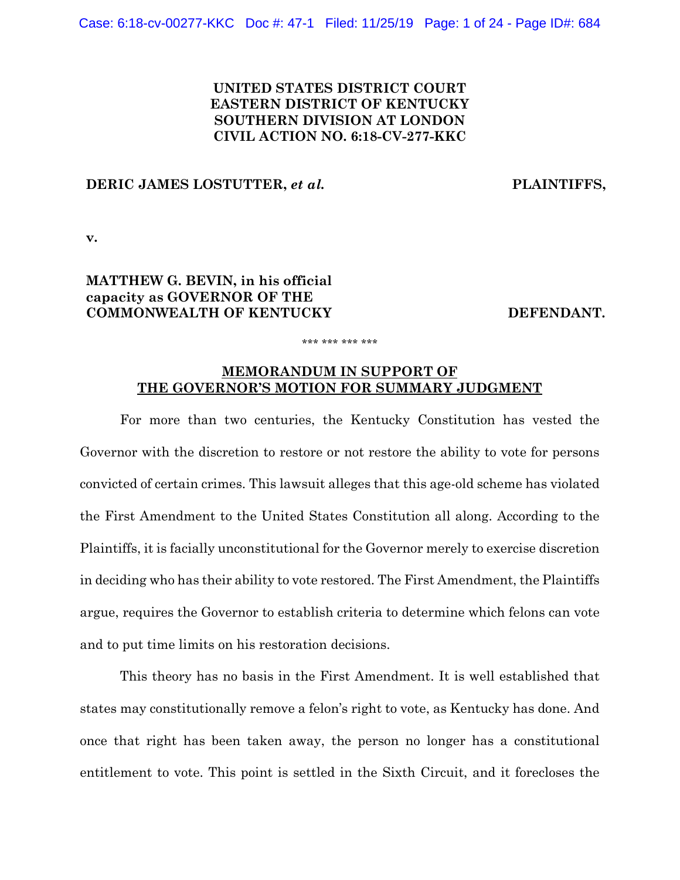**UNITED STATES DISTRICT COURT**
**EASTERN DISTRICT OF KENTUCKY**
**SOUTHERN DIVISION AT LONDON**
**CIVIL ACTION NO. 6:18-CV-277-KKC**

**DERIC JAMES LOSTUTTER,** ***et al.*** **PLAINTIFFS,**

**v.**

**MATTHEW G. BEVIN, in his official capacity as GOVERNOR OF THE COMMONWEALTH OF KENTUCKY** **DEFENDANT.**

\*\*\* \*\*\* \*\*\* \*\*\*

**MEMORANDUM IN SUPPORT OF THE GOVERNOR'S MOTION FOR SUMMARY JUDGMENT**

For more than two centuries, the Kentucky Constitution has vested the Governor with the discretion to restore or not restore the ability to vote for persons convicted of certain crimes. This lawsuit alleges that this age-old scheme has violated the First Amendment to the United States Constitution all along. According to the Plaintiffs, it is facially unconstitutional for the Governor merely to exercise discretion in deciding who has their ability to vote restored. The First Amendment, the Plaintiffs argue, requires the Governor to establish criteria to determine which felons can vote and to put time limits on his restoration decisions.

This theory has no basis in the First Amendment. It is well established that states may constitutionally remove a felon's right to vote, as Kentucky has done. And once that right has been taken away, the person no longer has a constitutional entitlement to vote. This point is settled in the Sixth Circuit, and it forecloses the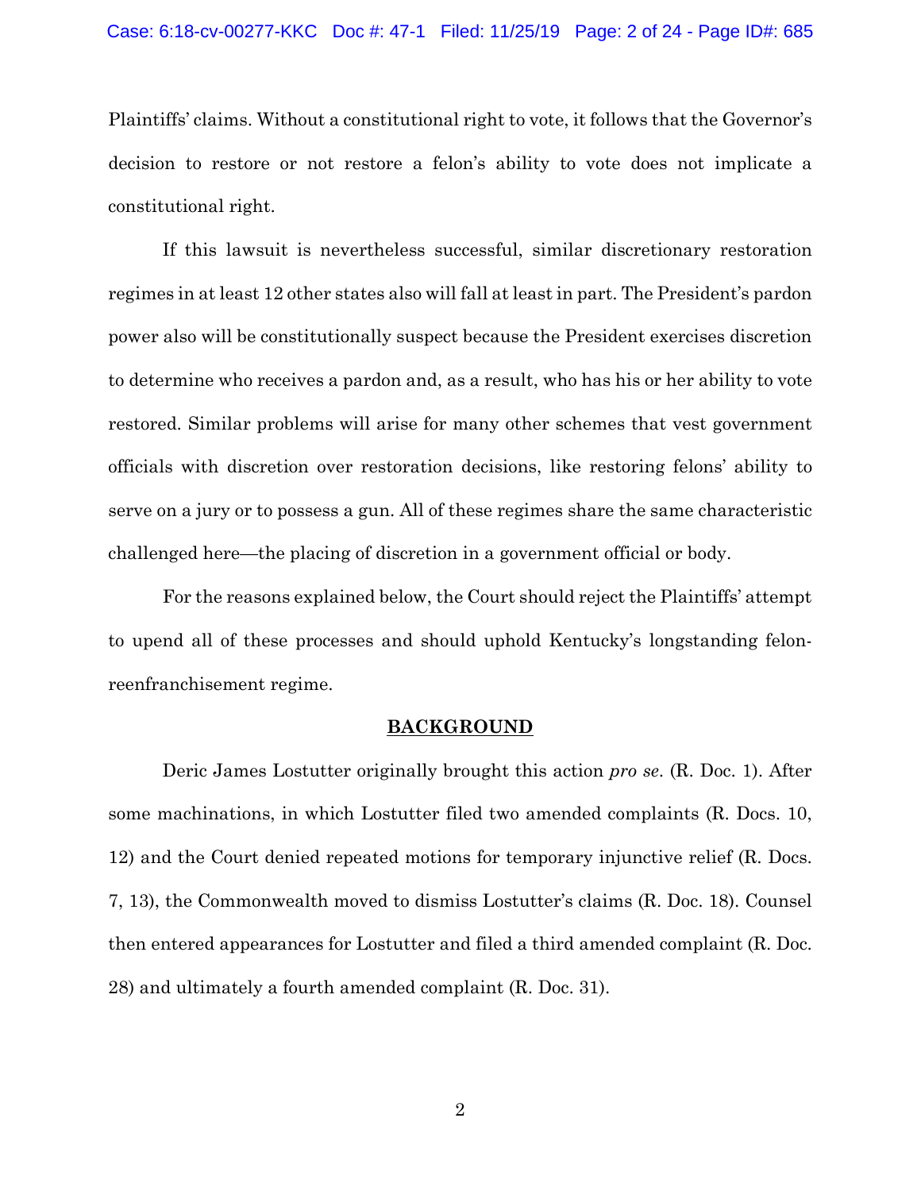Plaintiffs' claims. Without a constitutional right to vote, it follows that the Governor's decision to restore or not restore a felon's ability to vote does not implicate a constitutional right.

If this lawsuit is nevertheless successful, similar discretionary restoration regimes in at least 12 other states also will fall at least in part. The President's pardon power also will be constitutionally suspect because the President exercises discretion to determine who receives a pardon and, as a result, who has his or her ability to vote restored. Similar problems will arise for many other schemes that vest government officials with discretion over restoration decisions, like restoring felons' ability to serve on a jury or to possess a gun. All of these regimes share the same characteristic challenged here—the placing of discretion in a government official or body.

For the reasons explained below, the Court should reject the Plaintiffs' attempt to upend all of these processes and should uphold Kentucky's longstanding felon-reenfranchisement regime.

## BACKGROUND

Deric James Lostutter originally brought this action *pro se*. (R. Doc. 1). After some machinations, in which Lostutter filed two amended complaints (R. Docs. 10, 12) and the Court denied repeated motions for temporary injunctive relief (R. Docs. 7, 13), the Commonwealth moved to dismiss Lostutter's claims (R. Doc. 18). Counsel then entered appearances for Lostutter and filed a third amended complaint (R. Doc. 28) and ultimately a fourth amended complaint (R. Doc. 31).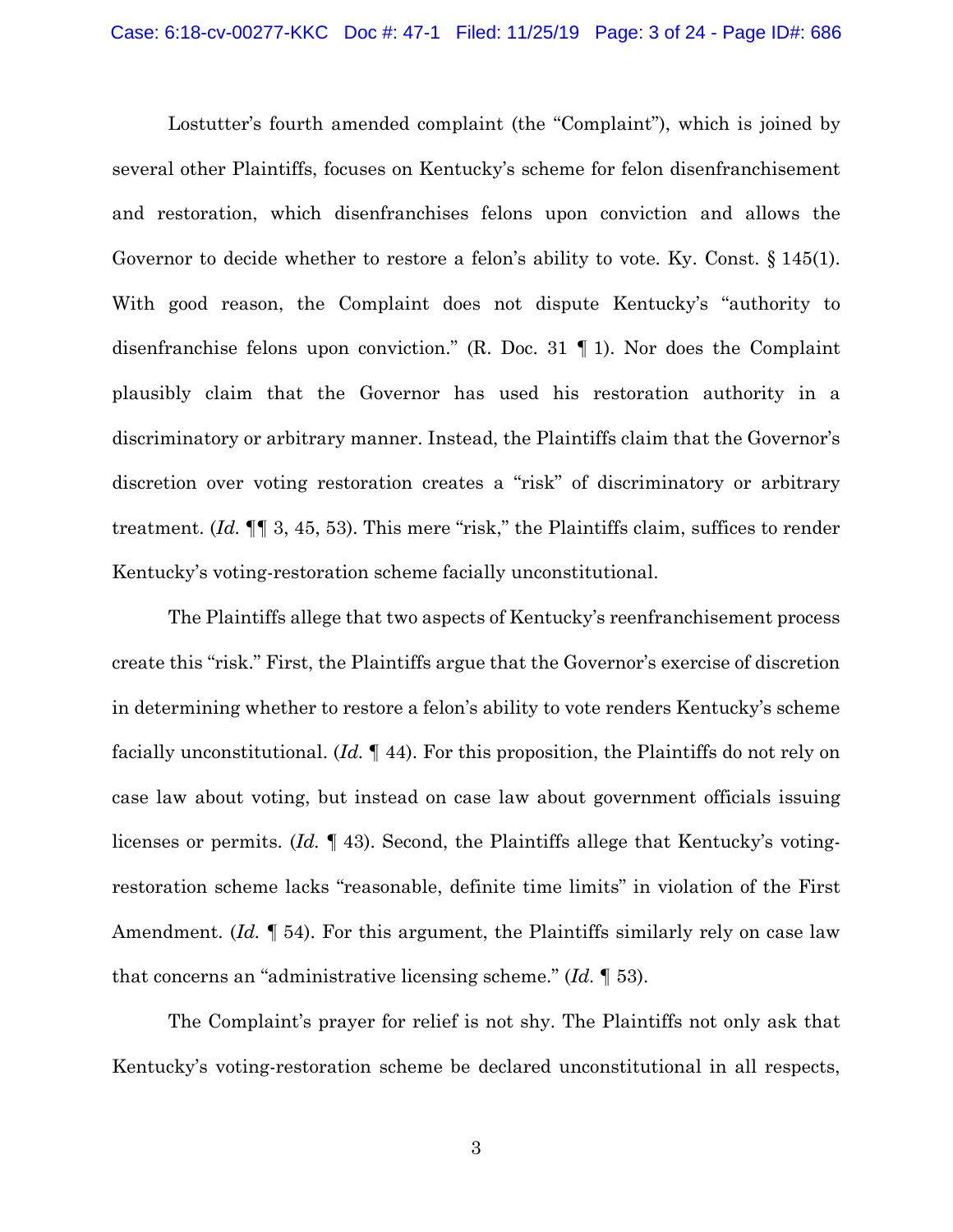Lostutter's fourth amended complaint (the "Complaint"), which is joined by several other Plaintiffs, focuses on Kentucky's scheme for felon disenfranchisement and restoration, which disenfranchises felons upon conviction and allows the Governor to decide whether to restore a felon's ability to vote. Ky. Const. § 145(1). With good reason, the Complaint does not dispute Kentucky's "authority to disenfranchise felons upon conviction." (R. Doc. 31 ¶ 1). Nor does the Complaint plausibly claim that the Governor has used his restoration authority in a discriminatory or arbitrary manner. Instead, the Plaintiffs claim that the Governor's discretion over voting restoration creates a "risk" of discriminatory or arbitrary treatment. (*Id.* ¶¶ 3, 45, 53). This mere "risk," the Plaintiffs claim, suffices to render Kentucky's voting-restoration scheme facially unconstitutional.

The Plaintiffs allege that two aspects of Kentucky's reenfranchisement process create this "risk." First, the Plaintiffs argue that the Governor's exercise of discretion in determining whether to restore a felon's ability to vote renders Kentucky's scheme facially unconstitutional. (*Id.* ¶ 44). For this proposition, the Plaintiffs do not rely on case law about voting, but instead on case law about government officials issuing licenses or permits. (*Id.* ¶ 43). Second, the Plaintiffs allege that Kentucky's voting-restoration scheme lacks "reasonable, definite time limits" in violation of the First Amendment. (*Id.* ¶ 54). For this argument, the Plaintiffs similarly rely on case law that concerns an "administrative licensing scheme." (*Id.* ¶ 53).

The Complaint's prayer for relief is not shy. The Plaintiffs not only ask that Kentucky's voting-restoration scheme be declared unconstitutional in all respects,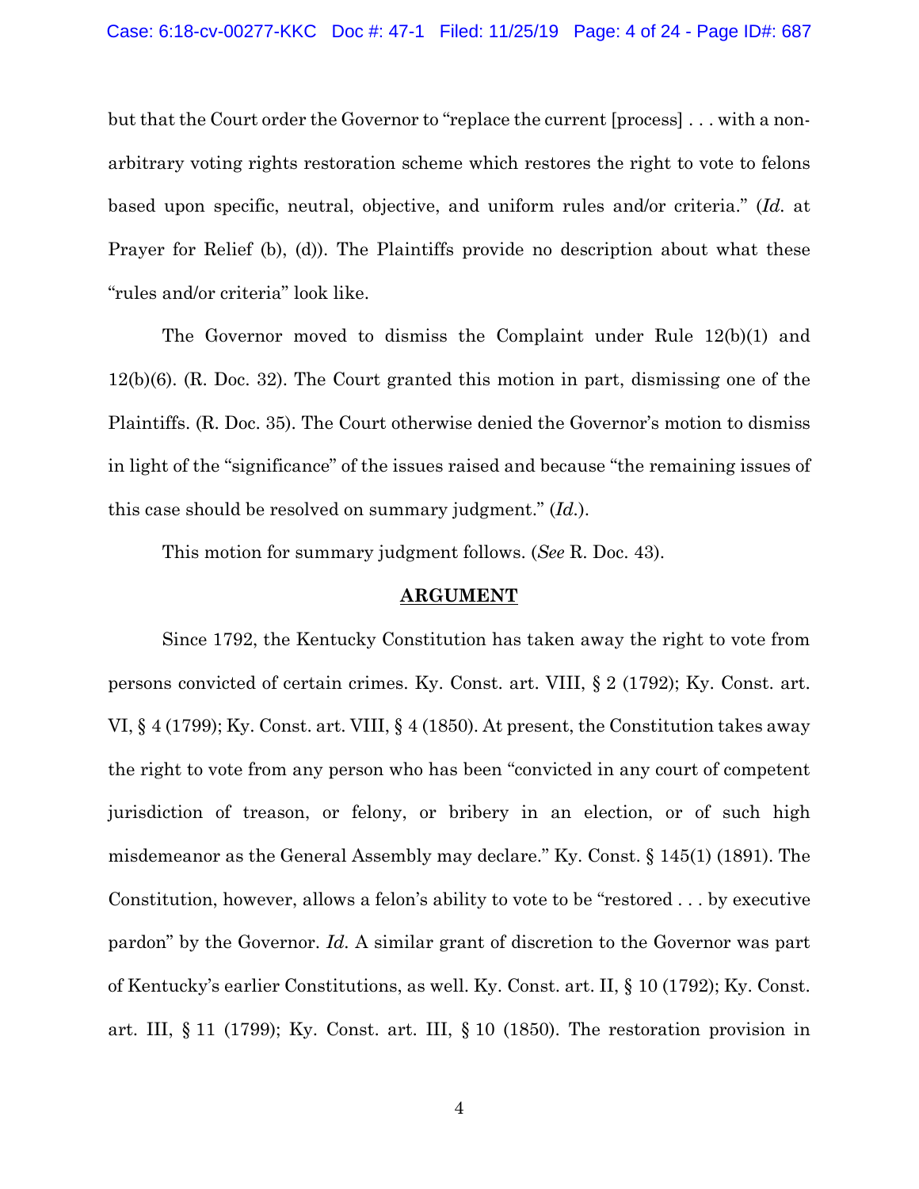but that the Court order the Governor to "replace the current [process] . . . with a non-arbitrary voting rights restoration scheme which restores the right to vote to felons based upon specific, neutral, objective, and uniform rules and/or criteria." (*Id.* at Prayer for Relief (b), (d)). The Plaintiffs provide no description about what these "rules and/or criteria" look like.

The Governor moved to dismiss the Complaint under Rule 12(b)(1) and 12(b)(6). (R. Doc. 32). The Court granted this motion in part, dismissing one of the Plaintiffs. (R. Doc. 35). The Court otherwise denied the Governor's motion to dismiss in light of the "significance" of the issues raised and because "the remaining issues of this case should be resolved on summary judgment." (*Id.*).

This motion for summary judgment follows. (*See* R. Doc. 43).

## ARGUMENT

Since 1792, the Kentucky Constitution has taken away the right to vote from persons convicted of certain crimes. Ky. Const. art. VIII, § 2 (1792); Ky. Const. art. VI, § 4 (1799); Ky. Const. art. VIII, § 4 (1850). At present, the Constitution takes away the right to vote from any person who has been "convicted in any court of competent jurisdiction of treason, or felony, or bribery in an election, or of such high misdemeanor as the General Assembly may declare." Ky. Const. § 145(1) (1891). The Constitution, however, allows a felon's ability to vote to be "restored . . . by executive pardon" by the Governor. *Id.* A similar grant of discretion to the Governor was part of Kentucky's earlier Constitutions, as well. Ky. Const. art. II, § 10 (1792); Ky. Const. art. III, § 11 (1799); Ky. Const. art. III, § 10 (1850). The restoration provision in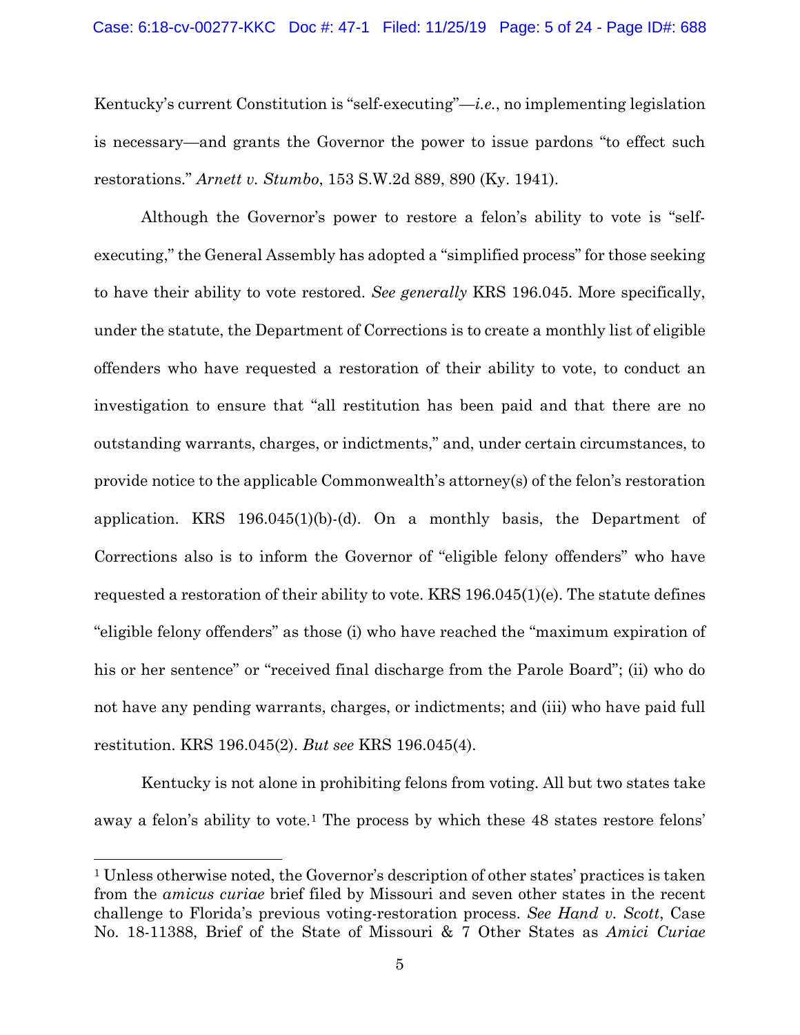Kentucky's current Constitution is "self-executing"—*i.e.*, no implementing legislation is necessary—and grants the Governor the power to issue pardons "to effect such restorations." *Arnett v. Stumbo*, 153 S.W.2d 889, 890 (Ky. 1941).

Although the Governor's power to restore a felon's ability to vote is "self-executing," the General Assembly has adopted a "simplified process" for those seeking to have their ability to vote restored. *See generally* KRS 196.045. More specifically, under the statute, the Department of Corrections is to create a monthly list of eligible offenders who have requested a restoration of their ability to vote, to conduct an investigation to ensure that "all restitution has been paid and that there are no outstanding warrants, charges, or indictments," and, under certain circumstances, to provide notice to the applicable Commonwealth's attorney(s) of the felon's restoration application. KRS 196.045(1)(b)-(d). On a monthly basis, the Department of Corrections also is to inform the Governor of "eligible felony offenders" who have requested a restoration of their ability to vote. KRS 196.045(1)(e). The statute defines "eligible felony offenders" as those (i) who have reached the "maximum expiration of his or her sentence" or "received final discharge from the Parole Board"; (ii) who do not have any pending warrants, charges, or indictments; and (iii) who have paid full restitution. KRS 196.045(2). *But see* KRS 196.045(4).

Kentucky is not alone in prohibiting felons from voting. All but two states take away a felon's ability to vote.[1] The process by which these 48 states restore felons'

[1] Unless otherwise noted, the Governor's description of other states' practices is taken from the *amicus curiae* brief filed by Missouri and seven other states in the recent challenge to Florida's previous voting-restoration process. *See Hand v. Scott*, Case No. 18-11388, Brief of the State of Missouri & 7 Other States as *Amici Curiae*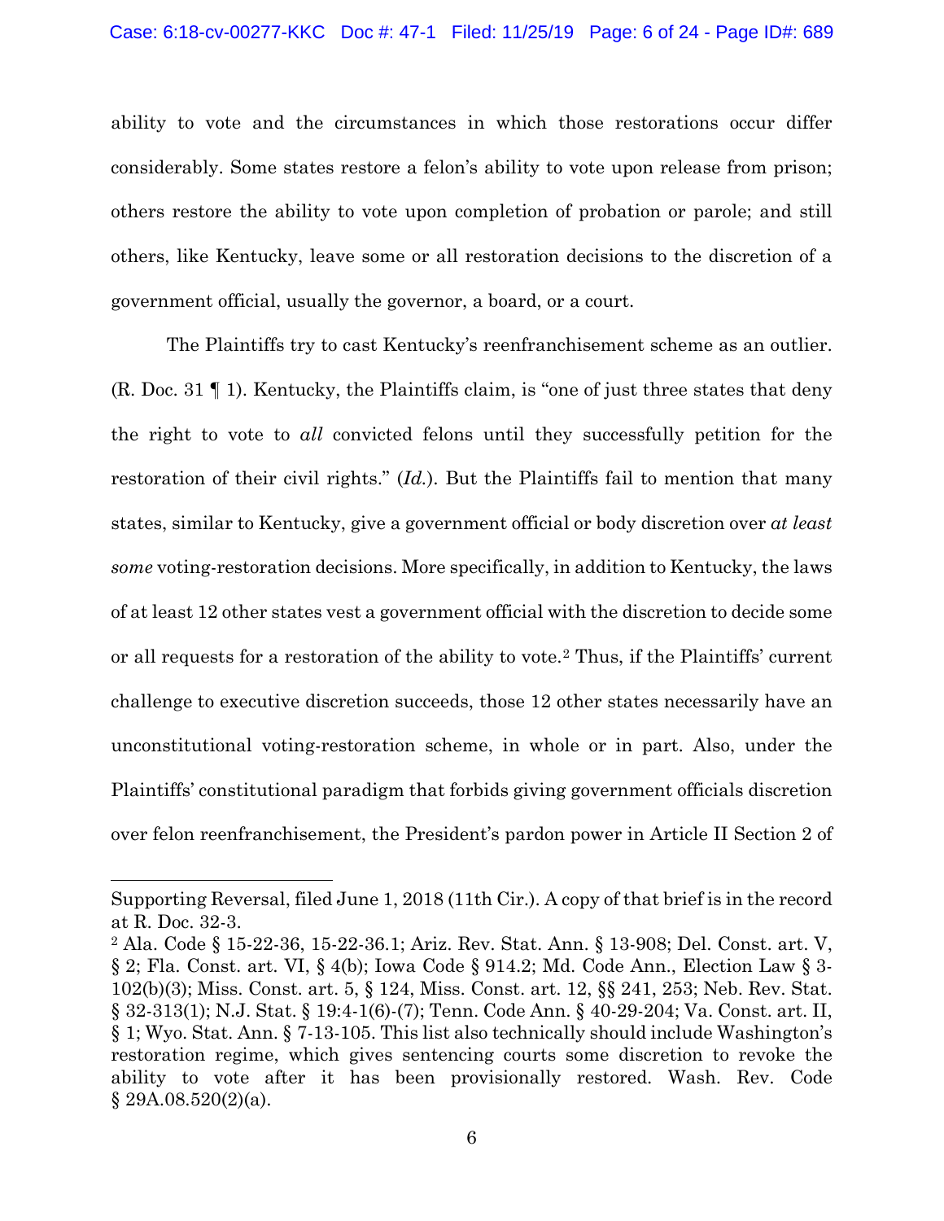ability to vote and the circumstances in which those restorations occur differ considerably. Some states restore a felon's ability to vote upon release from prison; others restore the ability to vote upon completion of probation or parole; and still others, like Kentucky, leave some or all restoration decisions to the discretion of a government official, usually the governor, a board, or a court.

The Plaintiffs try to cast Kentucky's reenfranchisement scheme as an outlier. (R. Doc. 31 ¶ 1). Kentucky, the Plaintiffs claim, is "one of just three states that deny the right to vote to *all* convicted felons until they successfully petition for the restoration of their civil rights." (*Id.*). But the Plaintiffs fail to mention that many states, similar to Kentucky, give a government official or body discretion over *at least some* voting-restoration decisions. More specifically, in addition to Kentucky, the laws of at least 12 other states vest a government official with the discretion to decide some or all requests for a restoration of the ability to vote.[2] Thus, if the Plaintiffs' current challenge to executive discretion succeeds, those 12 other states necessarily have an unconstitutional voting-restoration scheme, in whole or in part. Also, under the Plaintiffs' constitutional paradigm that forbids giving government officials discretion over felon reenfranchisement, the President's pardon power in Article II Section 2 of

---

Supporting Reversal, filed June 1, 2018 (11th Cir.). A copy of that brief is in the record at R. Doc. 32-3.

[2] Ala. Code § 15-22-36, 15-22-36.1; Ariz. Rev. Stat. Ann. § 13-908; Del. Const. art. V, § 2; Fla. Const. art. VI, § 4(b); Iowa Code § 914.2; Md. Code Ann., Election Law § 3-102(b)(3); Miss. Const. art. 5, § 124, Miss. Const. art. 12, §§ 241, 253; Neb. Rev. Stat. § 32-313(1); N.J. Stat. § 19:4-1(6)-(7); Tenn. Code Ann. § 40-29-204; Va. Const. art. II, § 1; Wyo. Stat. Ann. § 7-13-105. This list also technically should include Washington's restoration regime, which gives sentencing courts some discretion to revoke the ability to vote after it has been provisionally restored. Wash. Rev. Code § 29A.08.520(2)(a).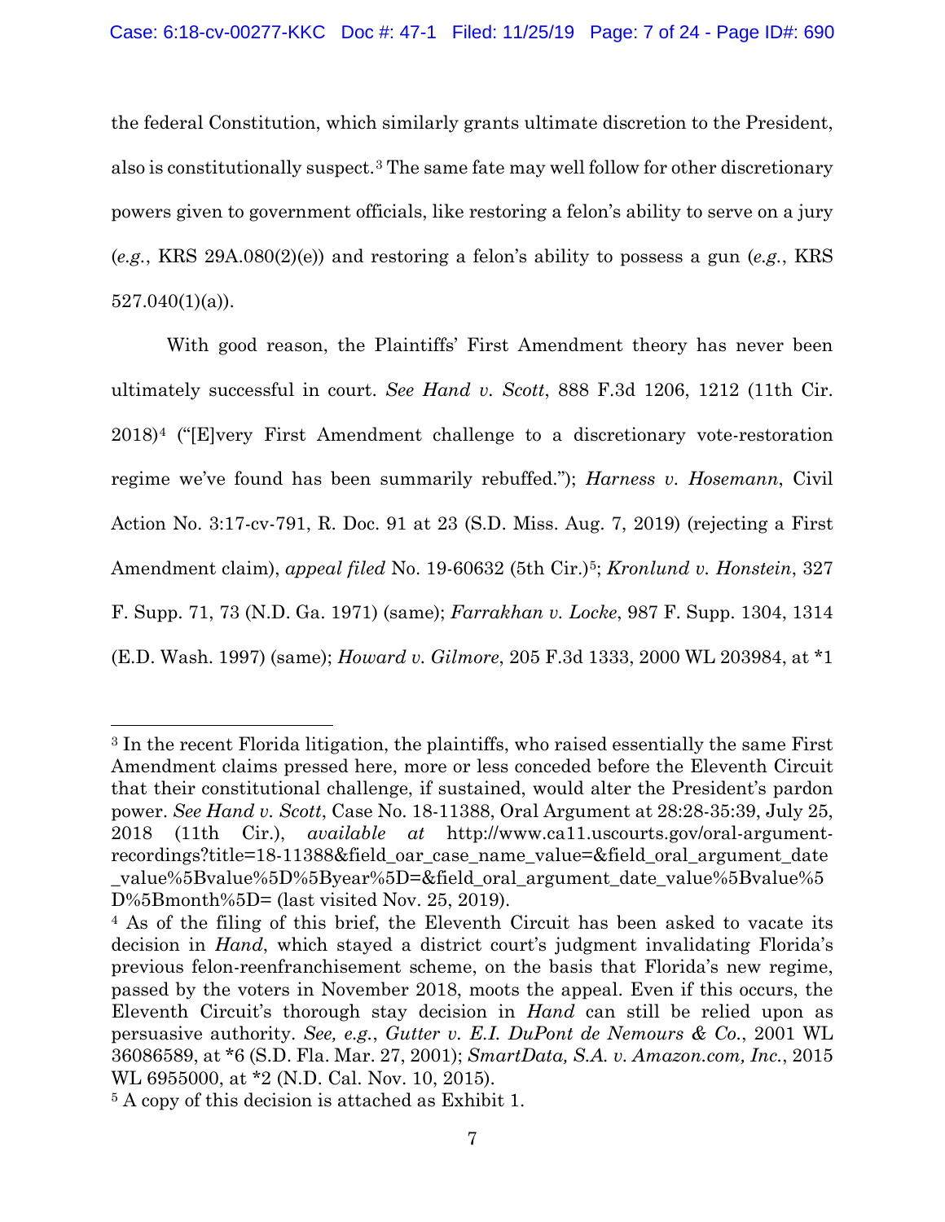the federal Constitution, which similarly grants ultimate discretion to the President, also is constitutionally suspect.[3] The same fate may well follow for other discretionary powers given to government officials, like restoring a felon's ability to serve on a jury (*e.g.*, KRS 29A.080(2)(e)) and restoring a felon's ability to possess a gun (*e.g.*, KRS 527.040(1)(a)).

With good reason, the Plaintiffs' First Amendment theory has never been ultimately successful in court. *See Hand v. Scott*, 888 F.3d 1206, 1212 (11th Cir. 2018)[4] ("[E]very First Amendment challenge to a discretionary vote-restoration regime we've found has been summarily rebuffed."); *Harness v. Hosemann*, Civil Action No. 3:17-cv-791, R. Doc. 91 at 23 (S.D. Miss. Aug. 7, 2019) (rejecting a First Amendment claim), *appeal filed* No. 19-60632 (5th Cir.)[5]; *Kronlund v. Honstein*, 327 F. Supp. 71, 73 (N.D. Ga. 1971) (same); *Farrakhan v. Locke*, 987 F. Supp. 1304, 1314 (E.D. Wash. 1997) (same); *Howard v. Gilmore*, 205 F.3d 1333, 2000 WL 203984, at *1

---

[3] In the recent Florida litigation, the plaintiffs, who raised essentially the same First Amendment claims pressed here, more or less conceded before the Eleventh Circuit that their constitutional challenge, if sustained, would alter the President's pardon power. *See Hand v. Scott*, Case No. 18-11388, Oral Argument at 28:28-35:39, July 25, 2018 (11th Cir.), *available at* http://www.ca11.uscourts.gov/oral-argument-recordings?title=18-11388&field_oar_case_name_value=&field_oral_argument_date_value%5Bvalue%5D%5Byear%5D=&field_oral_argument_date_value%5Bvalue%5D%5Bmonth%5D= (last visited Nov. 25, 2019).

[4] As of the filing of this brief, the Eleventh Circuit has been asked to vacate its decision in *Hand*, which stayed a district court's judgment invalidating Florida's previous felon-reenfranchisement scheme, on the basis that Florida's new regime, passed by the voters in November 2018, moots the appeal. Even if this occurs, the Eleventh Circuit's thorough stay decision in *Hand* can still be relied upon as persuasive authority. *See, e.g.*, *Gutter v. E.I. DuPont de Nemours & Co.*, 2001 WL 36086589, at *6 (S.D. Fla. Mar. 27, 2001); *SmartData, S.A. v. Amazon.com, Inc.*, 2015 WL 6955000, at *2 (N.D. Cal. Nov. 10, 2015).

[5] A copy of this decision is attached as Exhibit 1.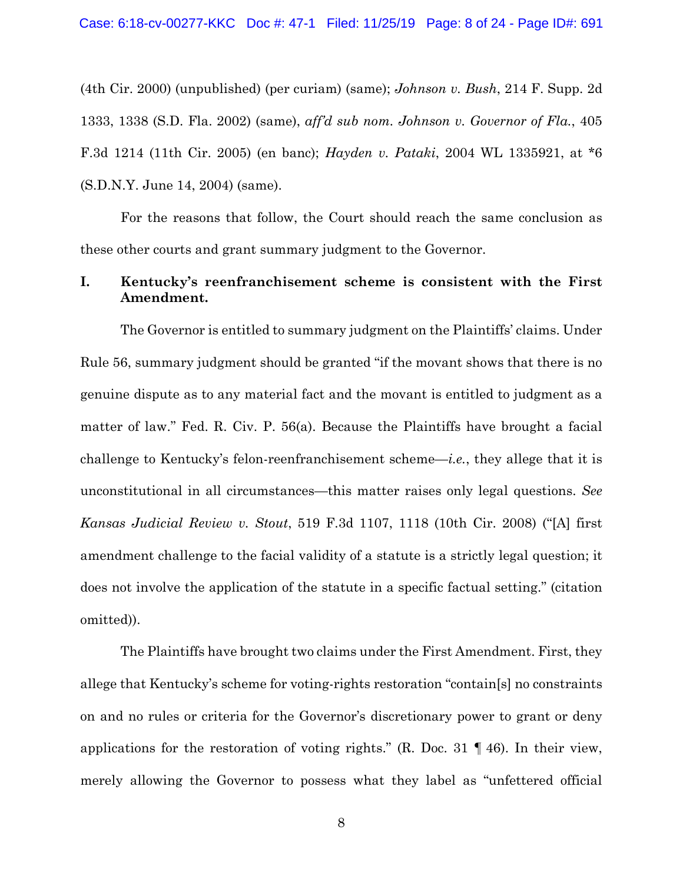(4th Cir. 2000) (unpublished) (per curiam) (same); *Johnson v. Bush*, 214 F. Supp. 2d 1333, 1338 (S.D. Fla. 2002) (same), *aff'd sub nom. Johnson v. Governor of Fla.*, 405 F.3d 1214 (11th Cir. 2005) (en banc); *Hayden v. Pataki*, 2004 WL 1335921, at *6 (S.D.N.Y. June 14, 2004) (same).

For the reasons that follow, the Court should reach the same conclusion as these other courts and grant summary judgment to the Governor.

## I. Kentucky's reenfranchisement scheme is consistent with the First Amendment.

The Governor is entitled to summary judgment on the Plaintiffs' claims. Under Rule 56, summary judgment should be granted "if the movant shows that there is no genuine dispute as to any material fact and the movant is entitled to judgment as a matter of law." Fed. R. Civ. P. 56(a). Because the Plaintiffs have brought a facial challenge to Kentucky's felon-reenfranchisement scheme—*i.e.*, they allege that it is unconstitutional in all circumstances—this matter raises only legal questions. *See Kansas Judicial Review v. Stout*, 519 F.3d 1107, 1118 (10th Cir. 2008) ("[A] first amendment challenge to the facial validity of a statute is a strictly legal question; it does not involve the application of the statute in a specific factual setting." (citation omitted)).

The Plaintiffs have brought two claims under the First Amendment. First, they allege that Kentucky's scheme for voting-rights restoration "contain[s] no constraints on and no rules or criteria for the Governor's discretionary power to grant or deny applications for the restoration of voting rights." (R. Doc. 31 ¶ 46). In their view, merely allowing the Governor to possess what they label as "unfettered official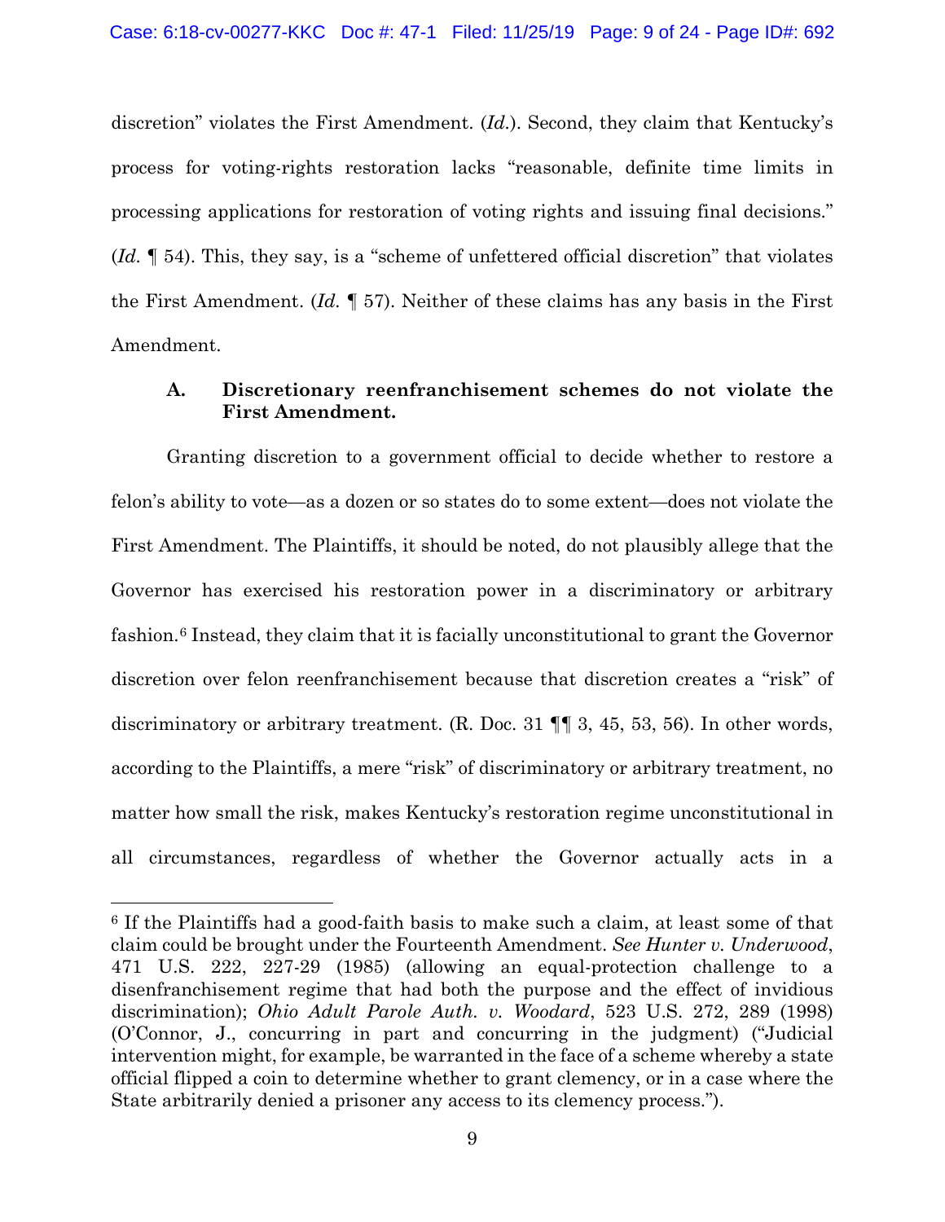discretion" violates the First Amendment. (*Id.*). Second, they claim that Kentucky's process for voting-rights restoration lacks "reasonable, definite time limits in processing applications for restoration of voting rights and issuing final decisions." (*Id.* ¶ 54). This, they say, is a "scheme of unfettered official discretion" that violates the First Amendment. (*Id.* ¶ 57). Neither of these claims has any basis in the First Amendment.

### A. Discretionary reenfranchisement schemes do not violate the First Amendment.

Granting discretion to a government official to decide whether to restore a felon's ability to vote—as a dozen or so states do to some extent—does not violate the First Amendment. The Plaintiffs, it should be noted, do not plausibly allege that the Governor has exercised his restoration power in a discriminatory or arbitrary fashion.[6] Instead, they claim that it is facially unconstitutional to grant the Governor discretion over felon reenfranchisement because that discretion creates a "risk" of discriminatory or arbitrary treatment. (R. Doc. 31 ¶¶ 3, 45, 53, 56). In other words, according to the Plaintiffs, a mere "risk" of discriminatory or arbitrary treatment, no matter how small the risk, makes Kentucky's restoration regime unconstitutional in all circumstances, regardless of whether the Governor actually acts in a

---

[6] If the Plaintiffs had a good-faith basis to make such a claim, at least some of that claim could be brought under the Fourteenth Amendment. *See Hunter v. Underwood*, 471 U.S. 222, 227-29 (1985) (allowing an equal-protection challenge to a disenfranchisement regime that had both the purpose and the effect of invidious discrimination); *Ohio Adult Parole Auth. v. Woodard*, 523 U.S. 272, 289 (1998) (O'Connor, J., concurring in part and concurring in the judgment) ("Judicial intervention might, for example, be warranted in the face of a scheme whereby a state official flipped a coin to determine whether to grant clemency, or in a case where the State arbitrarily denied a prisoner any access to its clemency process.").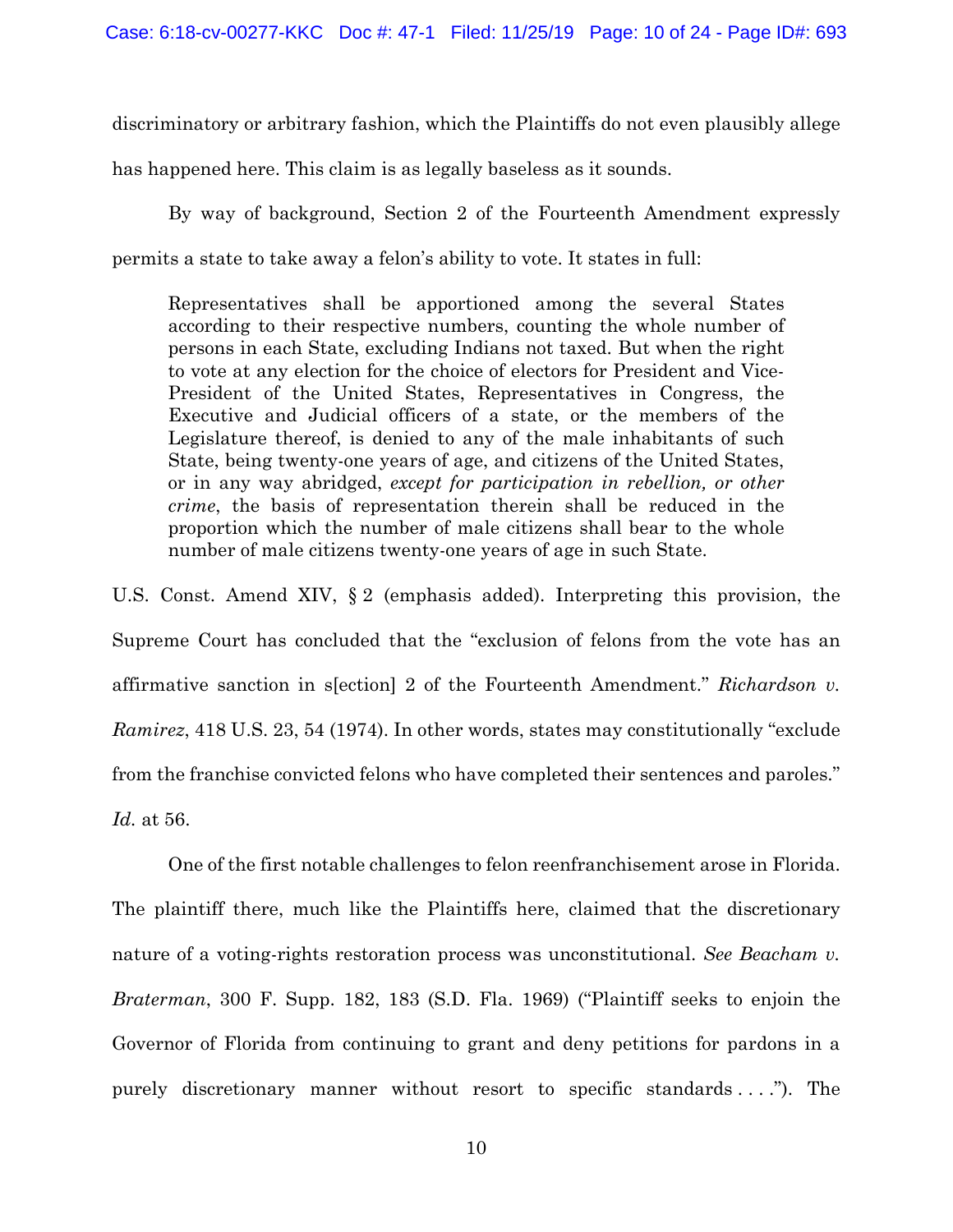discriminatory or arbitrary fashion, which the Plaintiffs do not even plausibly allege has happened here. This claim is as legally baseless as it sounds.

By way of background, Section 2 of the Fourteenth Amendment expressly permits a state to take away a felon's ability to vote. It states in full:

> Representatives shall be apportioned among the several States according to their respective numbers, counting the whole number of persons in each State, excluding Indians not taxed. But when the right to vote at any election for the choice of electors for President and Vice-President of the United States, Representatives in Congress, the Executive and Judicial officers of a state, or the members of the Legislature thereof, is denied to any of the male inhabitants of such State, being twenty-one years of age, and citizens of the United States, or in any way abridged, *except for participation in rebellion, or other crime*, the basis of representation therein shall be reduced in the proportion which the number of male citizens shall bear to the whole number of male citizens twenty-one years of age in such State.

U.S. Const. Amend XIV, § 2 (emphasis added). Interpreting this provision, the Supreme Court has concluded that the "exclusion of felons from the vote has an affirmative sanction in s[ection] 2 of the Fourteenth Amendment." *Richardson v. Ramirez*, 418 U.S. 23, 54 (1974). In other words, states may constitutionally "exclude from the franchise convicted felons who have completed their sentences and paroles." *Id.* at 56.

One of the first notable challenges to felon reenfranchisement arose in Florida. The plaintiff there, much like the Plaintiffs here, claimed that the discretionary nature of a voting-rights restoration process was unconstitutional. *See Beacham v. Braterman*, 300 F. Supp. 182, 183 (S.D. Fla. 1969) ("Plaintiff seeks to enjoin the Governor of Florida from continuing to grant and deny petitions for pardons in a purely discretionary manner without resort to specific standards . . . ."). The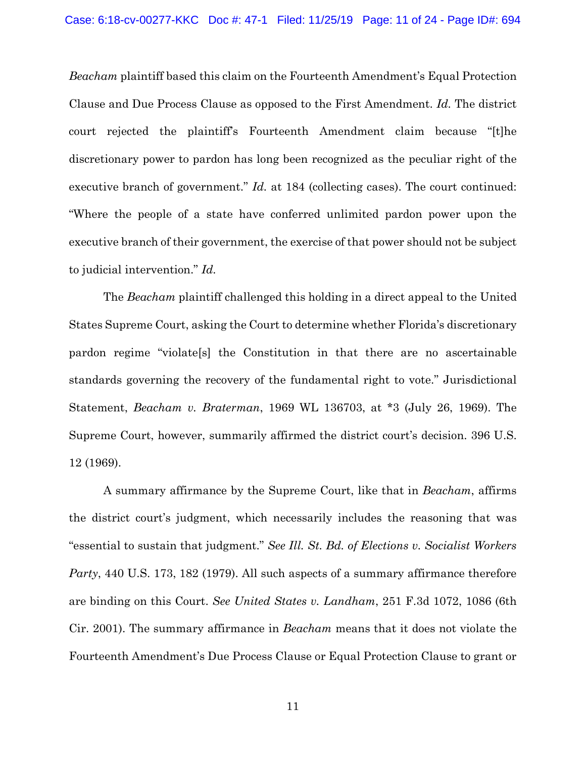*Beacham* plaintiff based this claim on the Fourteenth Amendment's Equal Protection Clause and Due Process Clause as opposed to the First Amendment. *Id.* The district court rejected the plaintiff's Fourteenth Amendment claim because "[t]he discretionary power to pardon has long been recognized as the peculiar right of the executive branch of government." *Id.* at 184 (collecting cases). The court continued: "Where the people of a state have conferred unlimited pardon power upon the executive branch of their government, the exercise of that power should not be subject to judicial intervention." *Id.*

The *Beacham* plaintiff challenged this holding in a direct appeal to the United States Supreme Court, asking the Court to determine whether Florida's discretionary pardon regime "violate[s] the Constitution in that there are no ascertainable standards governing the recovery of the fundamental right to vote." Jurisdictional Statement, *Beacham v. Braterman*, 1969 WL 136703, at *3 (July 26, 1969). The Supreme Court, however, summarily affirmed the district court's decision. 396 U.S. 12 (1969).

A summary affirmance by the Supreme Court, like that in *Beacham*, affirms the district court's judgment, which necessarily includes the reasoning that was "essential to sustain that judgment." *See Ill. St. Bd. of Elections v. Socialist Workers Party*, 440 U.S. 173, 182 (1979). All such aspects of a summary affirmance therefore are binding on this Court. *See United States v. Landham*, 251 F.3d 1072, 1086 (6th Cir. 2001). The summary affirmance in *Beacham* means that it does not violate the Fourteenth Amendment's Due Process Clause or Equal Protection Clause to grant or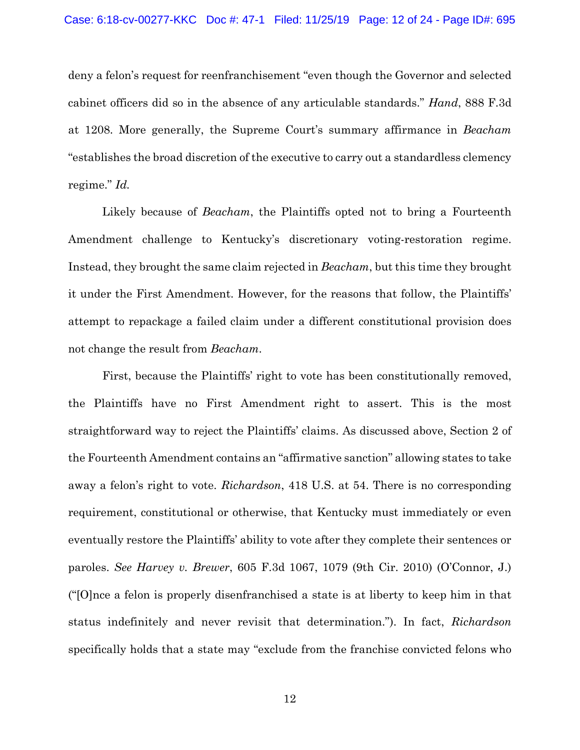deny a felon's request for reenfranchisement "even though the Governor and selected cabinet officers did so in the absence of any articulable standards." *Hand*, 888 F.3d at 1208. More generally, the Supreme Court's summary affirmance in *Beacham* "establishes the broad discretion of the executive to carry out a standardless clemency regime." *Id.*

Likely because of *Beacham*, the Plaintiffs opted not to bring a Fourteenth Amendment challenge to Kentucky's discretionary voting-restoration regime. Instead, they brought the same claim rejected in *Beacham*, but this time they brought it under the First Amendment. However, for the reasons that follow, the Plaintiffs' attempt to repackage a failed claim under a different constitutional provision does not change the result from *Beacham*.

First, because the Plaintiffs' right to vote has been constitutionally removed, the Plaintiffs have no First Amendment right to assert. This is the most straightforward way to reject the Plaintiffs' claims. As discussed above, Section 2 of the Fourteenth Amendment contains an "affirmative sanction" allowing states to take away a felon's right to vote. *Richardson*, 418 U.S. at 54. There is no corresponding requirement, constitutional or otherwise, that Kentucky must immediately or even eventually restore the Plaintiffs' ability to vote after they complete their sentences or paroles. *See Harvey v. Brewer*, 605 F.3d 1067, 1079 (9th Cir. 2010) (O'Connor, J.) ("[O]nce a felon is properly disenfranchised a state is at liberty to keep him in that status indefinitely and never revisit that determination."). In fact, *Richardson* specifically holds that a state may "exclude from the franchise convicted felons who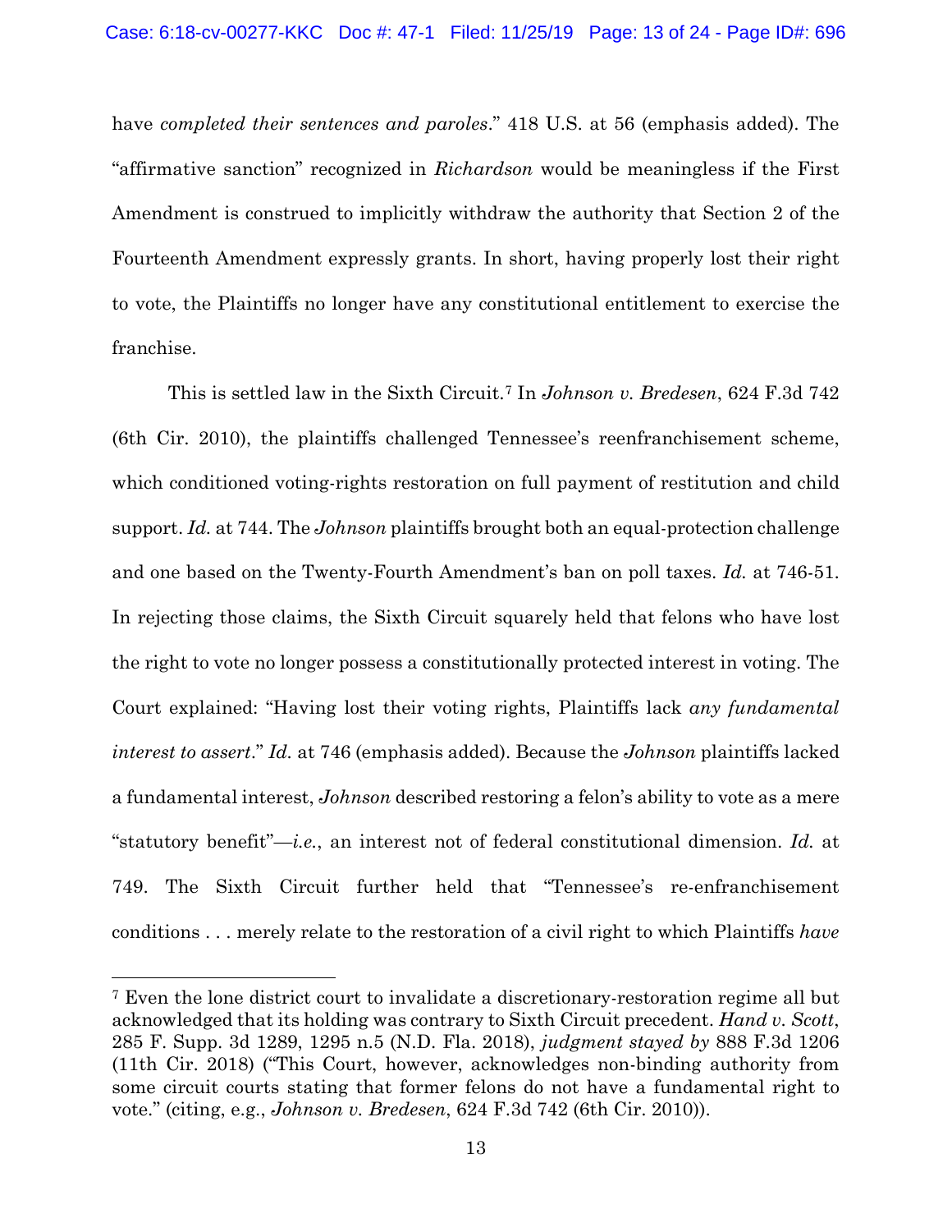have *completed their sentences and paroles*." 418 U.S. at 56 (emphasis added). The "affirmative sanction" recognized in *Richardson* would be meaningless if the First Amendment is construed to implicitly withdraw the authority that Section 2 of the Fourteenth Amendment expressly grants. In short, having properly lost their right to vote, the Plaintiffs no longer have any constitutional entitlement to exercise the franchise.

This is settled law in the Sixth Circuit.[7] In *Johnson v. Bredesen*, 624 F.3d 742 (6th Cir. 2010), the plaintiffs challenged Tennessee's reenfranchisement scheme, which conditioned voting-rights restoration on full payment of restitution and child support. *Id.* at 744. The *Johnson* plaintiffs brought both an equal-protection challenge and one based on the Twenty-Fourth Amendment's ban on poll taxes. *Id.* at 746-51. In rejecting those claims, the Sixth Circuit squarely held that felons who have lost the right to vote no longer possess a constitutionally protected interest in voting. The Court explained: "Having lost their voting rights, Plaintiffs lack *any fundamental interest to assert*." *Id.* at 746 (emphasis added). Because the *Johnson* plaintiffs lacked a fundamental interest, *Johnson* described restoring a felon's ability to vote as a mere "statutory benefit"—*i.e.*, an interest not of federal constitutional dimension. *Id.* at 749. The Sixth Circuit further held that "Tennessee's re-enfranchisement conditions . . . merely relate to the restoration of a civil right to which Plaintiffs *have*

---

[7] Even the lone district court to invalidate a discretionary-restoration regime all but acknowledged that its holding was contrary to Sixth Circuit precedent. *Hand v. Scott*, 285 F. Supp. 3d 1289, 1295 n.5 (N.D. Fla. 2018), *judgment stayed by* 888 F.3d 1206 (11th Cir. 2018) ("This Court, however, acknowledges non-binding authority from some circuit courts stating that former felons do not have a fundamental right to vote." (citing, e.g., *Johnson v. Bredesen*, 624 F.3d 742 (6th Cir. 2010)).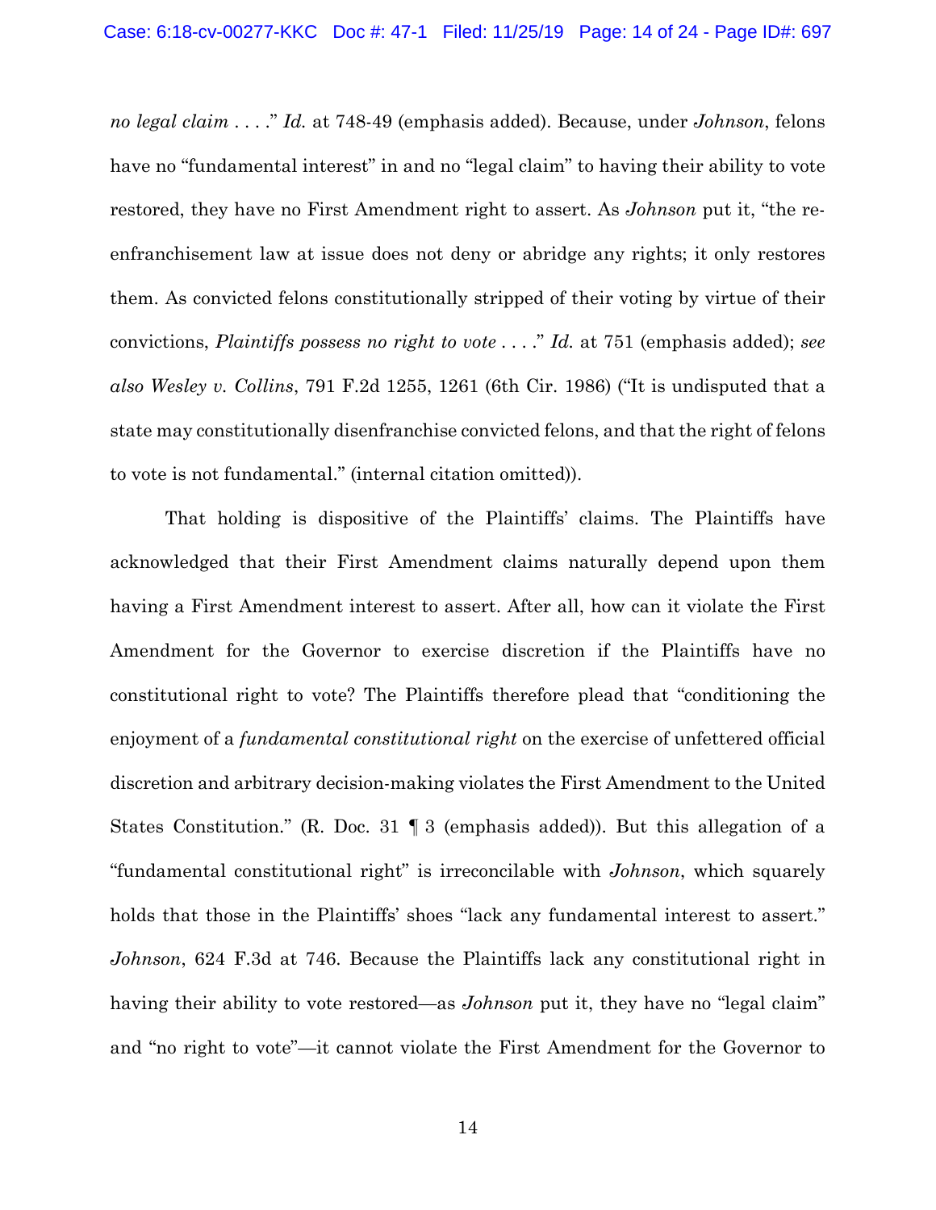*no legal claim* . . . ." *Id.* at 748-49 (emphasis added). Because, under *Johnson*, felons have no "fundamental interest" in and no "legal claim" to having their ability to vote restored, they have no First Amendment right to assert. As *Johnson* put it, "the re-enfranchisement law at issue does not deny or abridge any rights; it only restores them. As convicted felons constitutionally stripped of their voting by virtue of their convictions, *Plaintiffs possess no right to vote* . . . ." *Id.* at 751 (emphasis added); *see also Wesley v. Collins*, 791 F.2d 1255, 1261 (6th Cir. 1986) ("It is undisputed that a state may constitutionally disenfranchise convicted felons, and that the right of felons to vote is not fundamental." (internal citation omitted)).

That holding is dispositive of the Plaintiffs' claims. The Plaintiffs have acknowledged that their First Amendment claims naturally depend upon them having a First Amendment interest to assert. After all, how can it violate the First Amendment for the Governor to exercise discretion if the Plaintiffs have no constitutional right to vote? The Plaintiffs therefore plead that "conditioning the enjoyment of a *fundamental constitutional right* on the exercise of unfettered official discretion and arbitrary decision-making violates the First Amendment to the United States Constitution." (R. Doc. 31 ¶ 3 (emphasis added)). But this allegation of a "fundamental constitutional right" is irreconcilable with *Johnson*, which squarely holds that those in the Plaintiffs' shoes "lack any fundamental interest to assert." *Johnson*, 624 F.3d at 746. Because the Plaintiffs lack any constitutional right in having their ability to vote restored—as *Johnson* put it, they have no "legal claim" and "no right to vote"—it cannot violate the First Amendment for the Governor to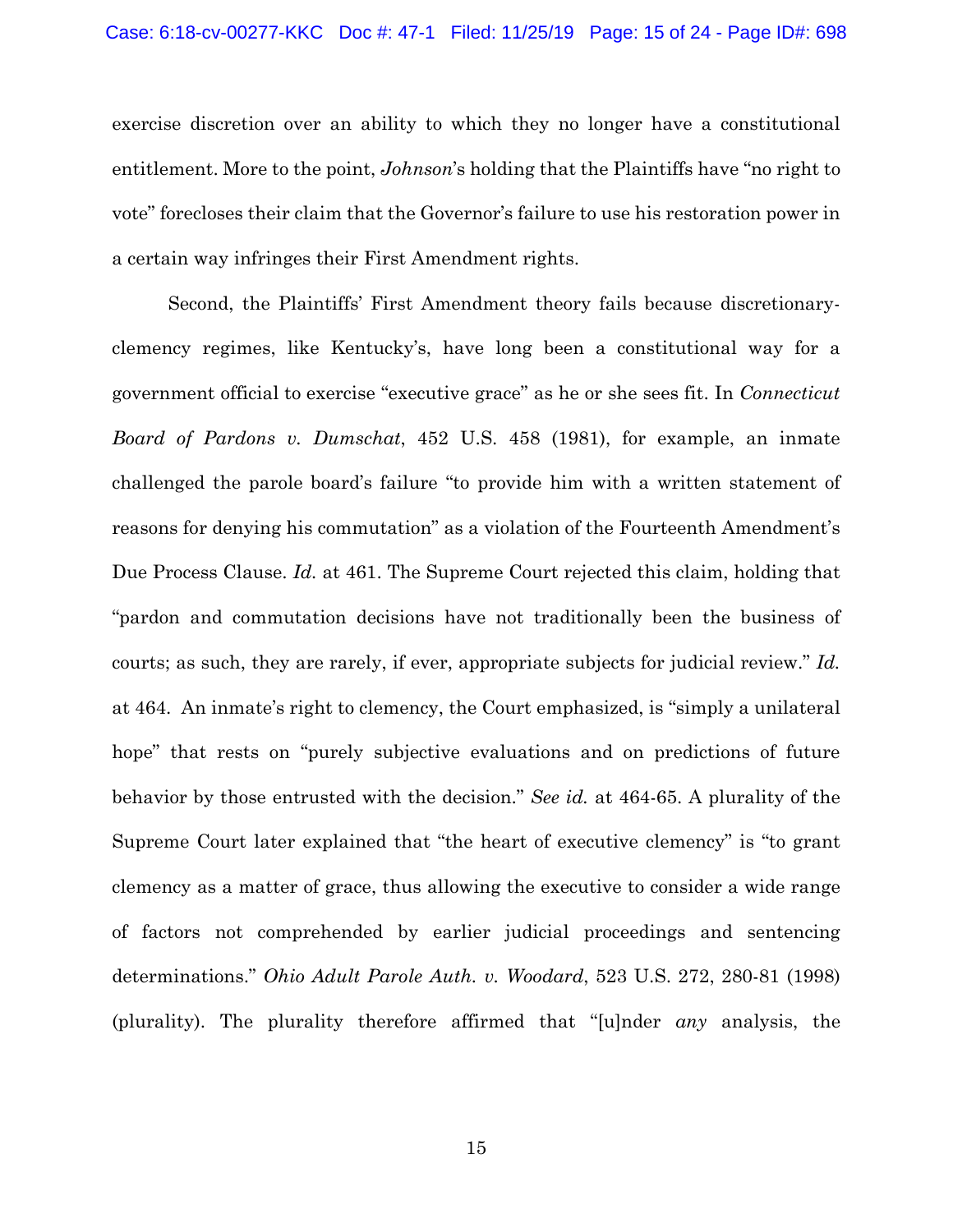exercise discretion over an ability to which they no longer have a constitutional entitlement. More to the point, *Johnson*'s holding that the Plaintiffs have "no right to vote" forecloses their claim that the Governor's failure to use his restoration power in a certain way infringes their First Amendment rights.

Second, the Plaintiffs' First Amendment theory fails because discretionary-clemency regimes, like Kentucky's, have long been a constitutional way for a government official to exercise "executive grace" as he or she sees fit. In *Connecticut Board of Pardons v. Dumschat*, 452 U.S. 458 (1981), for example, an inmate challenged the parole board's failure "to provide him with a written statement of reasons for denying his commutation" as a violation of the Fourteenth Amendment's Due Process Clause. *Id.* at 461. The Supreme Court rejected this claim, holding that "pardon and commutation decisions have not traditionally been the business of courts; as such, they are rarely, if ever, appropriate subjects for judicial review." *Id.* at 464. An inmate's right to clemency, the Court emphasized, is "simply a unilateral hope" that rests on "purely subjective evaluations and on predictions of future behavior by those entrusted with the decision." *See id.* at 464-65. A plurality of the Supreme Court later explained that "the heart of executive clemency" is "to grant clemency as a matter of grace, thus allowing the executive to consider a wide range of factors not comprehended by earlier judicial proceedings and sentencing determinations." *Ohio Adult Parole Auth. v. Woodard*, 523 U.S. 272, 280-81 (1998) (plurality). The plurality therefore affirmed that "[u]nder *any* analysis, the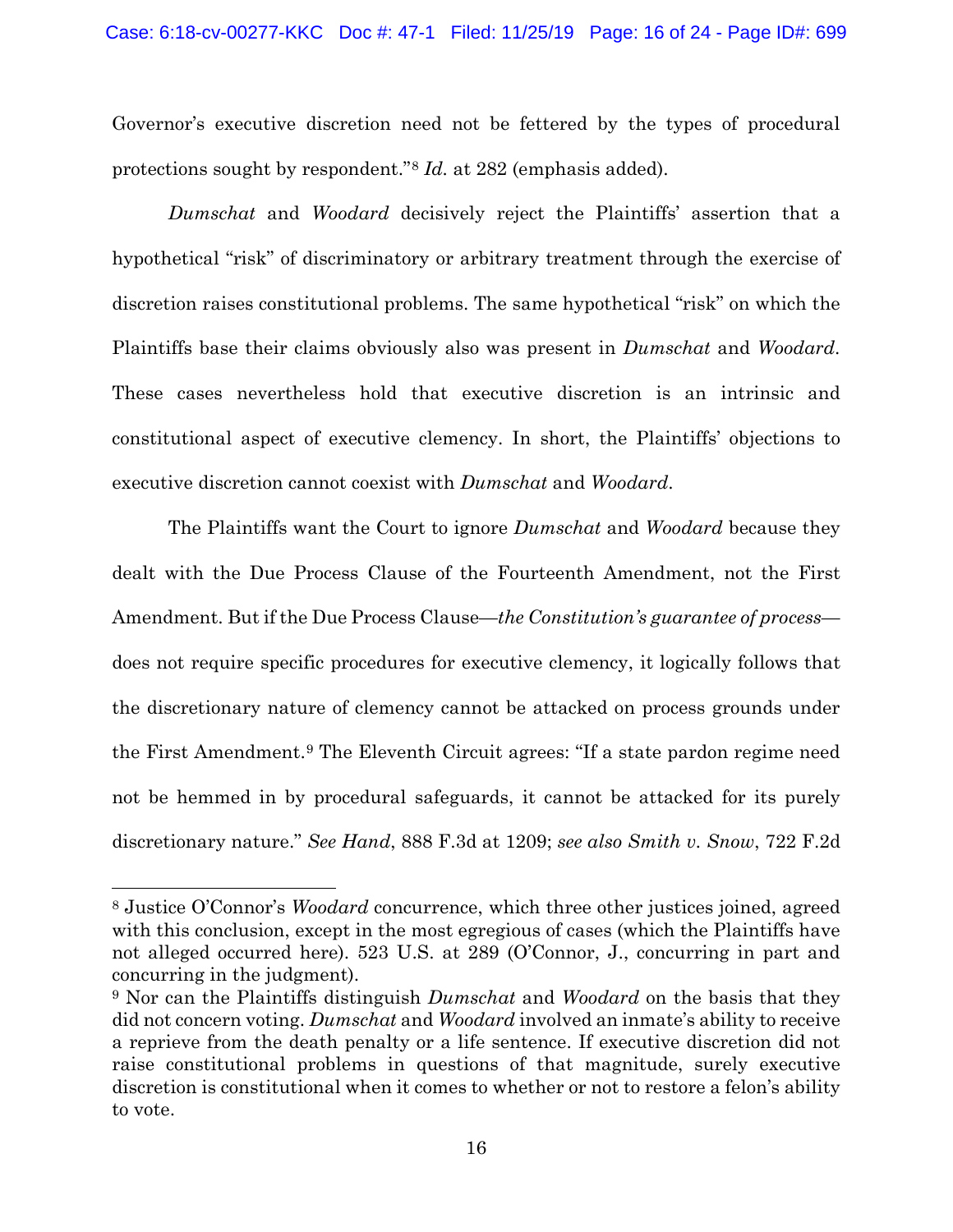Governor's executive discretion need not be fettered by the types of procedural protections sought by respondent."[8] *Id.* at 282 (emphasis added).

*Dumschat* and *Woodard* decisively reject the Plaintiffs' assertion that a hypothetical "risk" of discriminatory or arbitrary treatment through the exercise of discretion raises constitutional problems. The same hypothetical "risk" on which the Plaintiffs base their claims obviously also was present in *Dumschat* and *Woodard*. These cases nevertheless hold that executive discretion is an intrinsic and constitutional aspect of executive clemency. In short, the Plaintiffs' objections to executive discretion cannot coexist with *Dumschat* and *Woodard*.

The Plaintiffs want the Court to ignore *Dumschat* and *Woodard* because they dealt with the Due Process Clause of the Fourteenth Amendment, not the First Amendment. But if the Due Process Clause—*the Constitution's guarantee of process*—does not require specific procedures for executive clemency, it logically follows that the discretionary nature of clemency cannot be attacked on process grounds under the First Amendment.[9] The Eleventh Circuit agrees: "If a state pardon regime need not be hemmed in by procedural safeguards, it cannot be attacked for its purely discretionary nature." *See Hand*, 888 F.3d at 1209; *see also Smith v. Snow*, 722 F.2d

---

[8] Justice O'Connor's *Woodard* concurrence, which three other justices joined, agreed with this conclusion, except in the most egregious of cases (which the Plaintiffs have not alleged occurred here). 523 U.S. at 289 (O'Connor, J., concurring in part and concurring in the judgment).

[9] Nor can the Plaintiffs distinguish *Dumschat* and *Woodard* on the basis that they did not concern voting. *Dumschat* and *Woodard* involved an inmate's ability to receive a reprieve from the death penalty or a life sentence. If executive discretion did not raise constitutional problems in questions of that magnitude, surely executive discretion is constitutional when it comes to whether or not to restore a felon's ability to vote.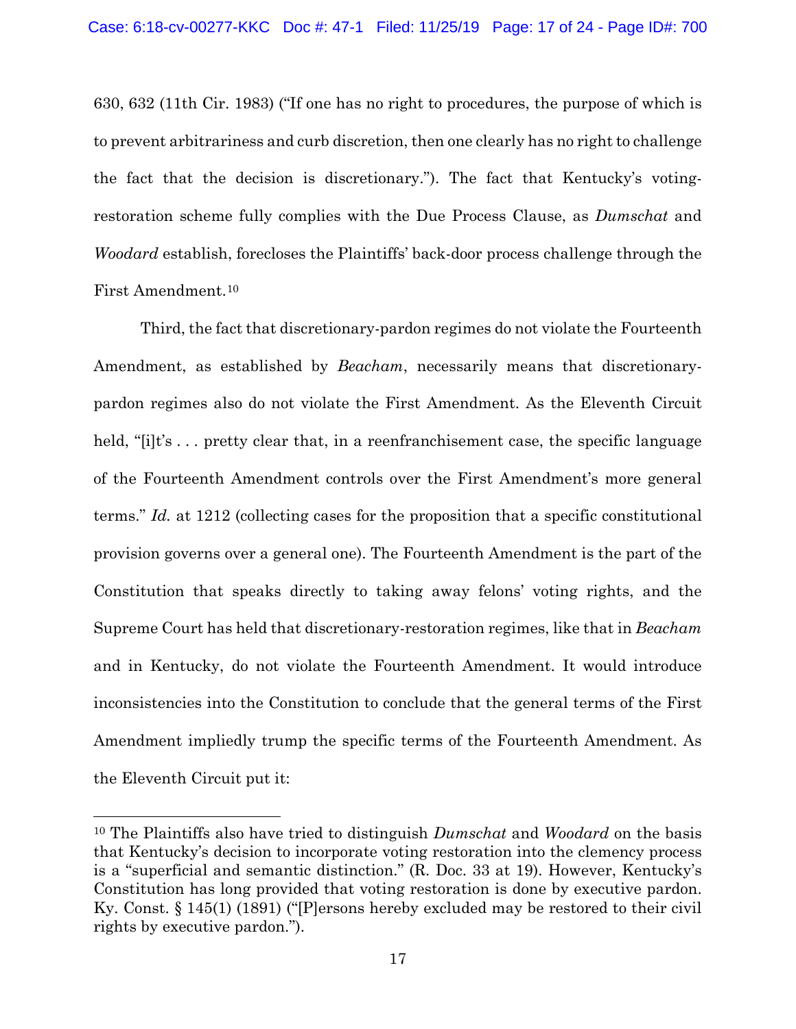630, 632 (11th Cir. 1983) ("If one has no right to procedures, the purpose of which is to prevent arbitrariness and curb discretion, then one clearly has no right to challenge the fact that the decision is discretionary."). The fact that Kentucky's voting-restoration scheme fully complies with the Due Process Clause, as *Dumschat* and *Woodard* establish, forecloses the Plaintiffs' back-door process challenge through the First Amendment.[10]

Third, the fact that discretionary-pardon regimes do not violate the Fourteenth Amendment, as established by *Beacham*, necessarily means that discretionary-pardon regimes also do not violate the First Amendment. As the Eleventh Circuit held, "[i]t's . . . pretty clear that, in a reenfranchisement case, the specific language of the Fourteenth Amendment controls over the First Amendment's more general terms." *Id.* at 1212 (collecting cases for the proposition that a specific constitutional provision governs over a general one). The Fourteenth Amendment is the part of the Constitution that speaks directly to taking away felons' voting rights, and the Supreme Court has held that discretionary-restoration regimes, like that in *Beacham* and in Kentucky, do not violate the Fourteenth Amendment. It would introduce inconsistencies into the Constitution to conclude that the general terms of the First Amendment impliedly trump the specific terms of the Fourteenth Amendment. As the Eleventh Circuit put it:

---

[10] The Plaintiffs also have tried to distinguish *Dumschat* and *Woodard* on the basis that Kentucky's decision to incorporate voting restoration into the clemency process is a "superficial and semantic distinction." (R. Doc. 33 at 19). However, Kentucky's Constitution has long provided that voting restoration is done by executive pardon. Ky. Const. § 145(1) (1891) ("[P]ersons hereby excluded may be restored to their civil rights by executive pardon.").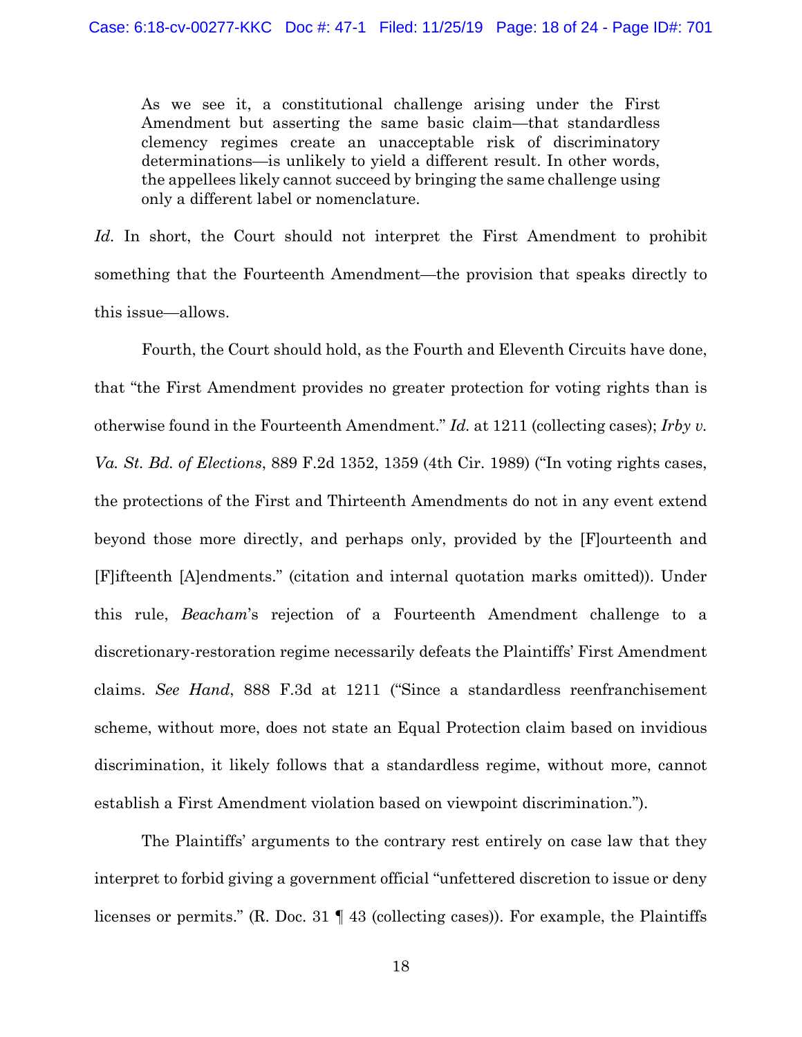> As we see it, a constitutional challenge arising under the First Amendment but asserting the same basic claim—that standardless clemency regimes create an unacceptable risk of discriminatory determinations—is unlikely to yield a different result. In other words, the appellees likely cannot succeed by bringing the same challenge using only a different label or nomenclature.

*Id.* In short, the Court should not interpret the First Amendment to prohibit something that the Fourteenth Amendment—the provision that speaks directly to this issue—allows.

Fourth, the Court should hold, as the Fourth and Eleventh Circuits have done, that "the First Amendment provides no greater protection for voting rights than is otherwise found in the Fourteenth Amendment." *Id.* at 1211 (collecting cases); *Irby v. Va. St. Bd. of Elections*, 889 F.2d 1352, 1359 (4th Cir. 1989) ("In voting rights cases, the protections of the First and Thirteenth Amendments do not in any event extend beyond those more directly, and perhaps only, provided by the [F]ourteenth and [F]ifteenth [A]endments." (citation and internal quotation marks omitted)). Under this rule, *Beacham*'s rejection of a Fourteenth Amendment challenge to a discretionary-restoration regime necessarily defeats the Plaintiffs' First Amendment claims. *See Hand*, 888 F.3d at 1211 ("Since a standardless reenfranchisement scheme, without more, does not state an Equal Protection claim based on invidious discrimination, it likely follows that a standardless regime, without more, cannot establish a First Amendment violation based on viewpoint discrimination.").

The Plaintiffs' arguments to the contrary rest entirely on case law that they interpret to forbid giving a government official "unfettered discretion to issue or deny licenses or permits." (R. Doc. 31 ¶ 43 (collecting cases)). For example, the Plaintiffs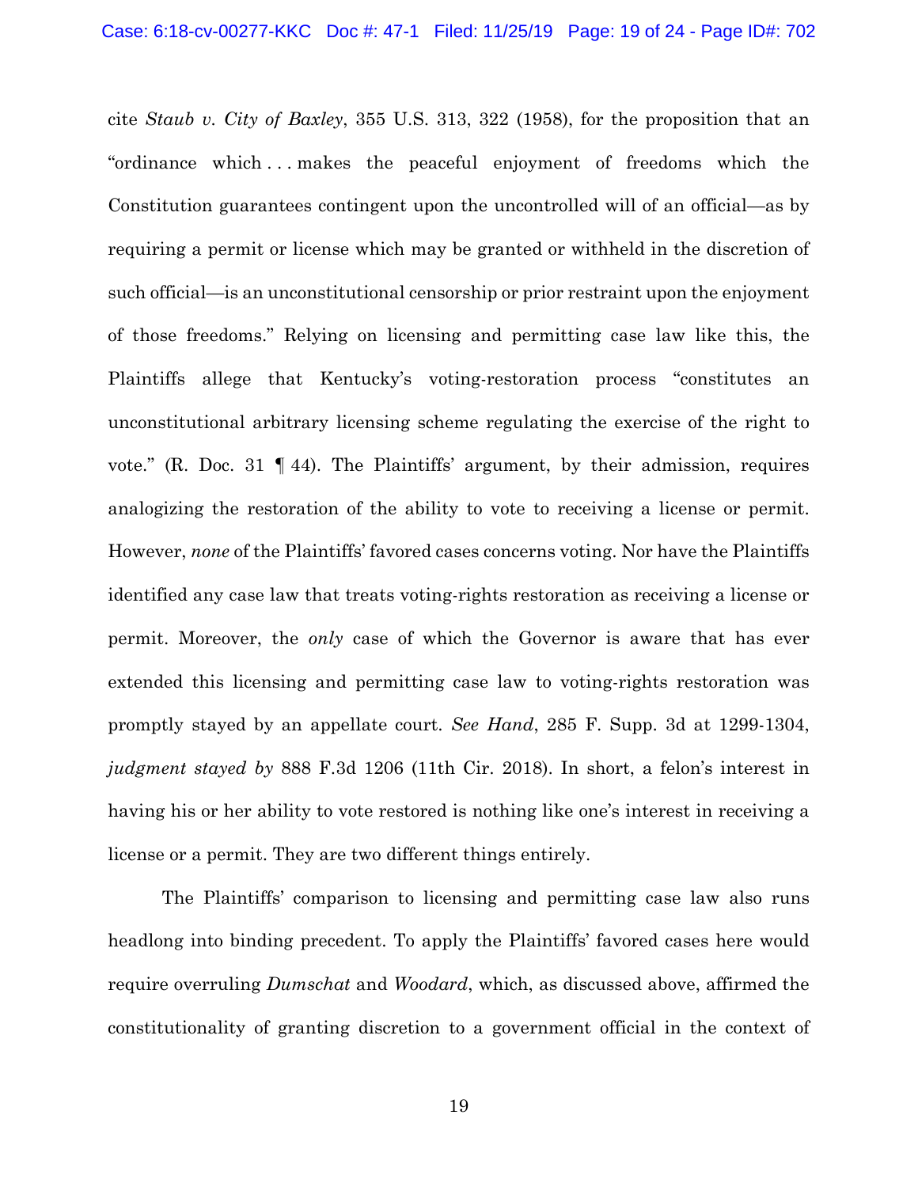cite *Staub v. City of Baxley*, 355 U.S. 313, 322 (1958), for the proposition that an "ordinance which . . . makes the peaceful enjoyment of freedoms which the Constitution guarantees contingent upon the uncontrolled will of an official—as by requiring a permit or license which may be granted or withheld in the discretion of such official—is an unconstitutional censorship or prior restraint upon the enjoyment of those freedoms." Relying on licensing and permitting case law like this, the Plaintiffs allege that Kentucky's voting-restoration process "constitutes an unconstitutional arbitrary licensing scheme regulating the exercise of the right to vote." (R. Doc. 31 ¶ 44). The Plaintiffs' argument, by their admission, requires analogizing the restoration of the ability to vote to receiving a license or permit. However, *none* of the Plaintiffs' favored cases concerns voting. Nor have the Plaintiffs identified any case law that treats voting-rights restoration as receiving a license or permit. Moreover, the *only* case of which the Governor is aware that has ever extended this licensing and permitting case law to voting-rights restoration was promptly stayed by an appellate court. *See Hand*, 285 F. Supp. 3d at 1299-1304, *judgment stayed by* 888 F.3d 1206 (11th Cir. 2018). In short, a felon's interest in having his or her ability to vote restored is nothing like one's interest in receiving a license or a permit. They are two different things entirely.

The Plaintiffs' comparison to licensing and permitting case law also runs headlong into binding precedent. To apply the Plaintiffs' favored cases here would require overruling *Dumschat* and *Woodard*, which, as discussed above, affirmed the constitutionality of granting discretion to a government official in the context of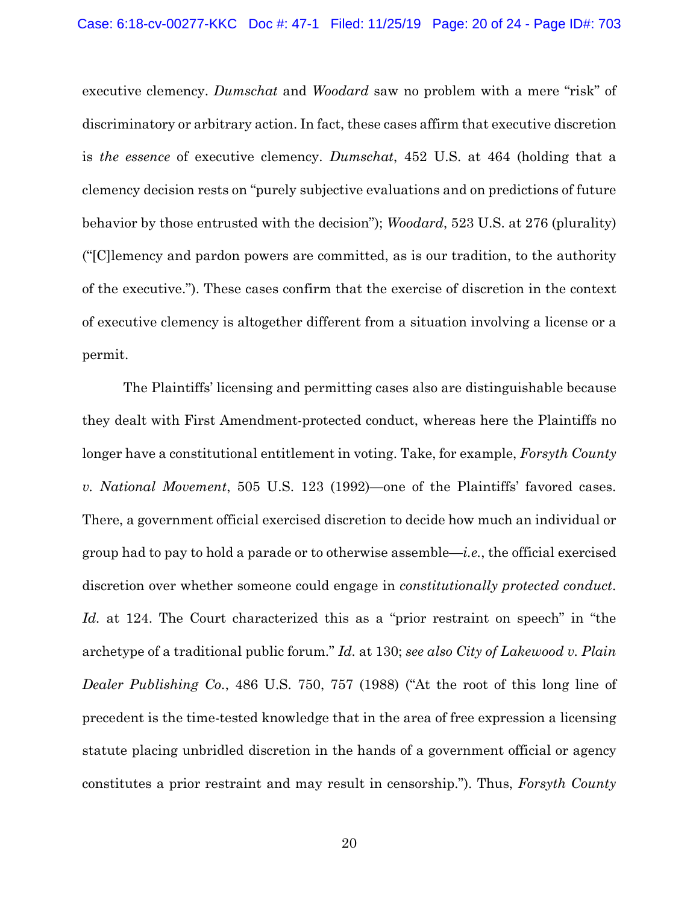executive clemency. *Dumschat* and *Woodard* saw no problem with a mere "risk" of discriminatory or arbitrary action. In fact, these cases affirm that executive discretion is *the essence* of executive clemency. *Dumschat*, 452 U.S. at 464 (holding that a clemency decision rests on "purely subjective evaluations and on predictions of future behavior by those entrusted with the decision"); *Woodard*, 523 U.S. at 276 (plurality) ("[C]lemency and pardon powers are committed, as is our tradition, to the authority of the executive."). These cases confirm that the exercise of discretion in the context of executive clemency is altogether different from a situation involving a license or a permit.

The Plaintiffs' licensing and permitting cases also are distinguishable because they dealt with First Amendment-protected conduct, whereas here the Plaintiffs no longer have a constitutional entitlement in voting. Take, for example, *Forsyth County v. National Movement*, 505 U.S. 123 (1992)—one of the Plaintiffs' favored cases. There, a government official exercised discretion to decide how much an individual or group had to pay to hold a parade or to otherwise assemble—*i.e.*, the official exercised discretion over whether someone could engage in *constitutionally protected conduct*. *Id.* at 124. The Court characterized this as a "prior restraint on speech" in "the archetype of a traditional public forum." *Id.* at 130; *see also City of Lakewood v. Plain Dealer Publishing Co.*, 486 U.S. 750, 757 (1988) ("At the root of this long line of precedent is the time-tested knowledge that in the area of free expression a licensing statute placing unbridled discretion in the hands of a government official or agency constitutes a prior restraint and may result in censorship."). Thus, *Forsyth County*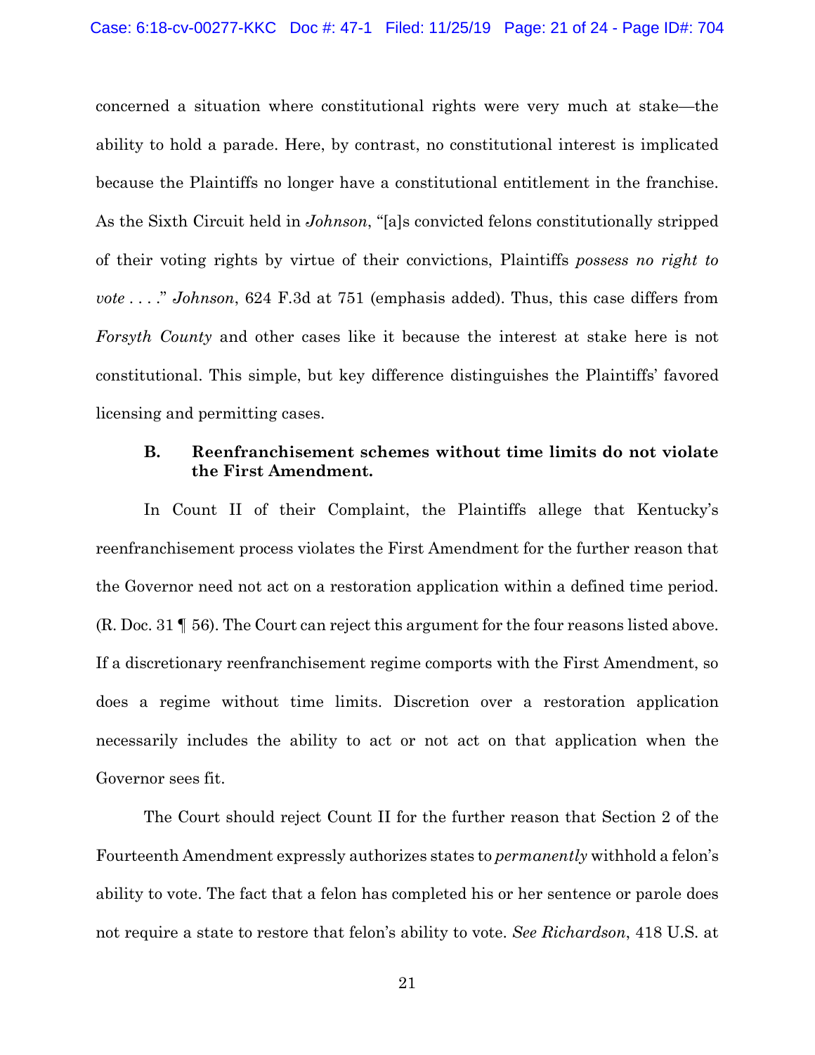concerned a situation where constitutional rights were very much at stake—the ability to hold a parade. Here, by contrast, no constitutional interest is implicated because the Plaintiffs no longer have a constitutional entitlement in the franchise. As the Sixth Circuit held in *Johnson*, "[a]s convicted felons constitutionally stripped of their voting rights by virtue of their convictions, Plaintiffs *possess no right to vote* . . . ." *Johnson*, 624 F.3d at 751 (emphasis added). Thus, this case differs from *Forsyth County* and other cases like it because the interest at stake here is not constitutional. This simple, but key difference distinguishes the Plaintiffs' favored licensing and permitting cases.

### B. Reenfranchisement schemes without time limits do not violate the First Amendment.

In Count II of their Complaint, the Plaintiffs allege that Kentucky's reenfranchisement process violates the First Amendment for the further reason that the Governor need not act on a restoration application within a defined time period. (R. Doc. 31 ¶ 56). The Court can reject this argument for the four reasons listed above. If a discretionary reenfranchisement regime comports with the First Amendment, so does a regime without time limits. Discretion over a restoration application necessarily includes the ability to act or not act on that application when the Governor sees fit.

The Court should reject Count II for the further reason that Section 2 of the Fourteenth Amendment expressly authorizes states to *permanently* withhold a felon's ability to vote. The fact that a felon has completed his or her sentence or parole does not require a state to restore that felon's ability to vote. *See Richardson*, 418 U.S. at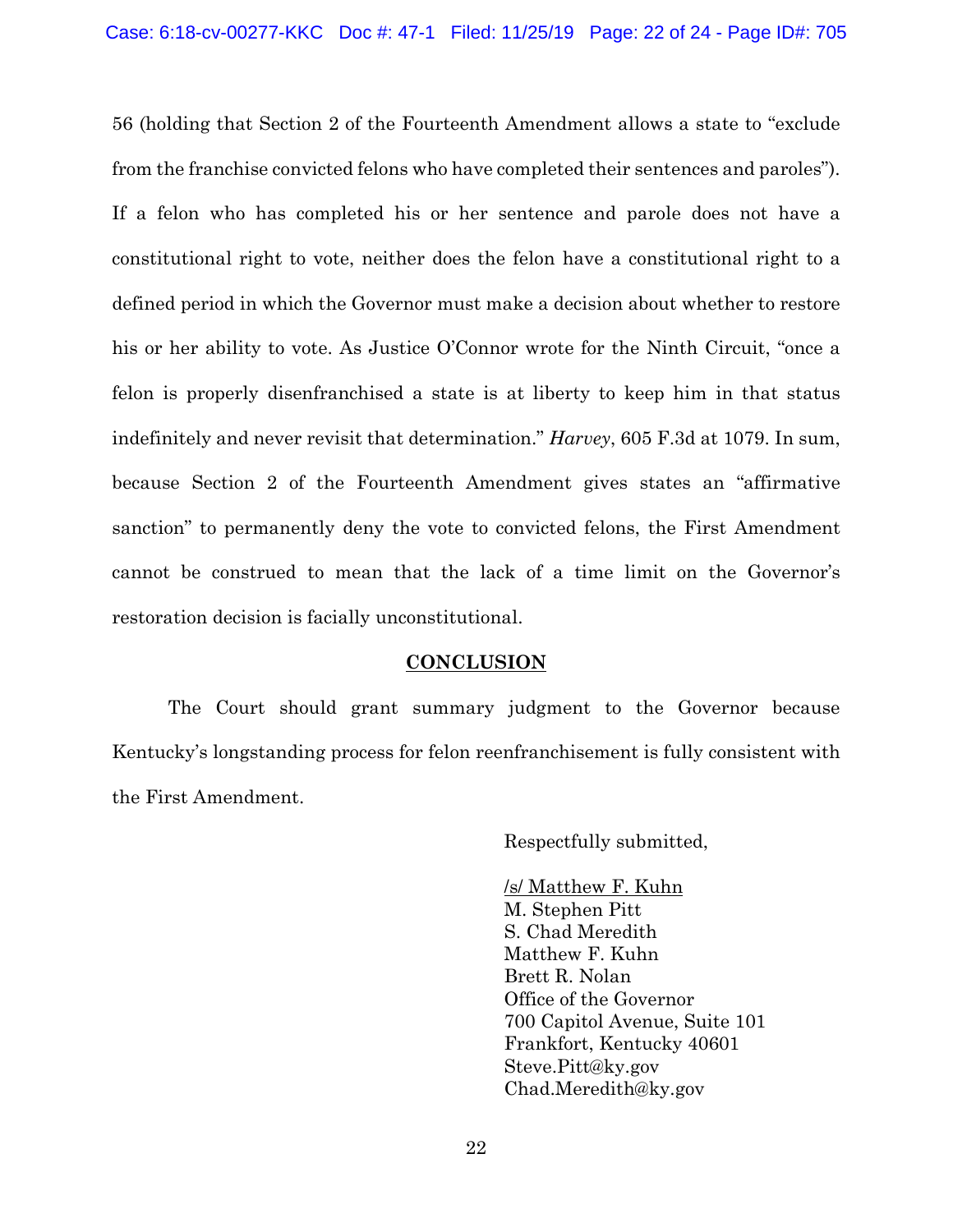56 (holding that Section 2 of the Fourteenth Amendment allows a state to "exclude from the franchise convicted felons who have completed their sentences and paroles"). If a felon who has completed his or her sentence and parole does not have a constitutional right to vote, neither does the felon have a constitutional right to a defined period in which the Governor must make a decision about whether to restore his or her ability to vote. As Justice O'Connor wrote for the Ninth Circuit, "once a felon is properly disenfranchised a state is at liberty to keep him in that status indefinitely and never revisit that determination." *Harvey*, 605 F.3d at 1079. In sum, because Section 2 of the Fourteenth Amendment gives states an "affirmative sanction" to permanently deny the vote to convicted felons, the First Amendment cannot be construed to mean that the lack of a time limit on the Governor's restoration decision is facially unconstitutional.

## CONCLUSION

The Court should grant summary judgment to the Governor because Kentucky's longstanding process for felon reenfranchisement is fully consistent with the First Amendment.

Respectfully submitted,

/s/ Matthew F. Kuhn
M. Stephen Pitt
S. Chad Meredith
Matthew F. Kuhn
Brett R. Nolan
Office of the Governor
700 Capitol Avenue, Suite 101
Frankfort, Kentucky 40601
Steve.Pitt@ky.gov
Chad.Meredith@ky.gov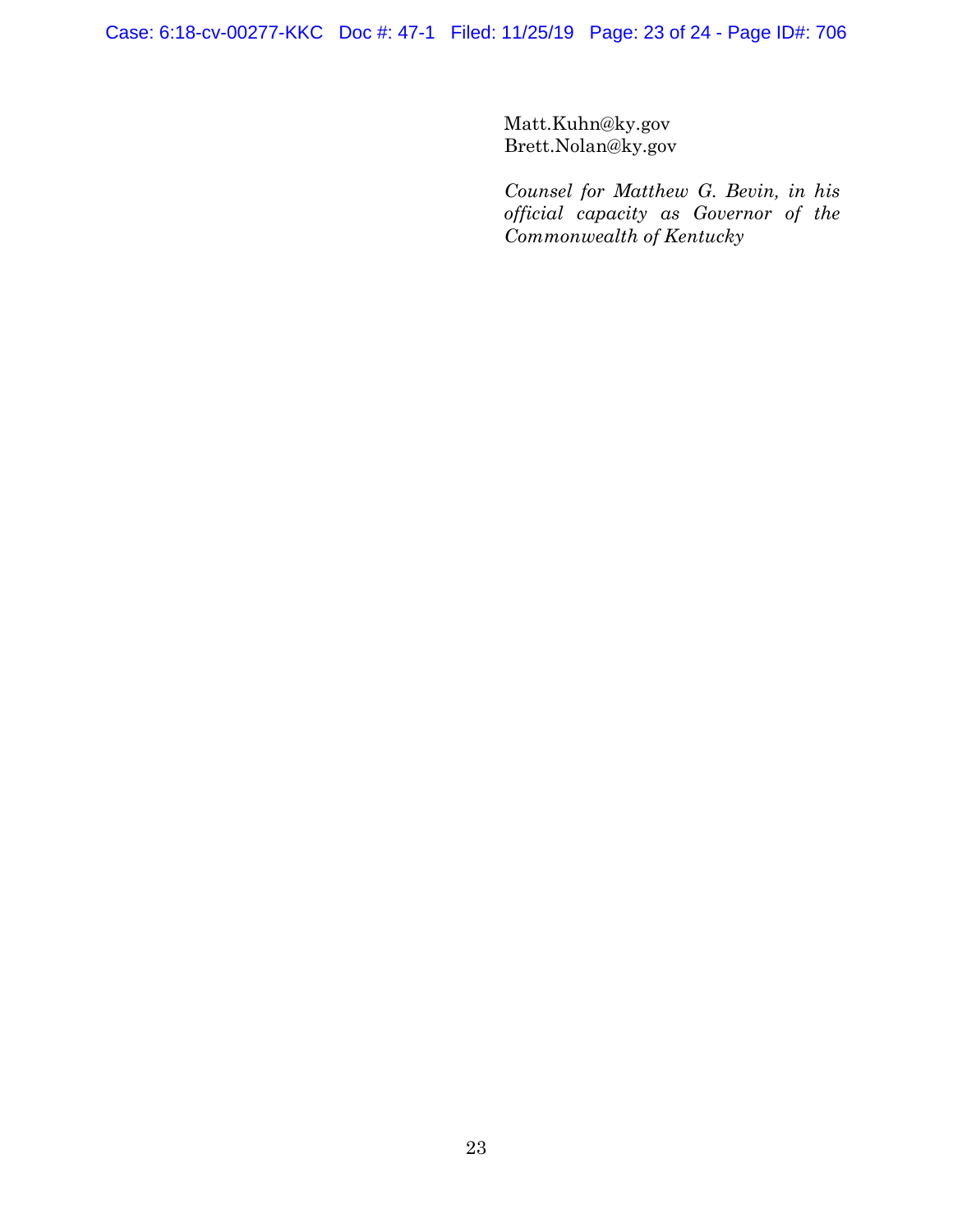Matt.Kuhn@ky.gov
Brett.Nolan@ky.gov

*Counsel for Matthew G. Bevin, in his official capacity as Governor of the Commonwealth of Kentucky*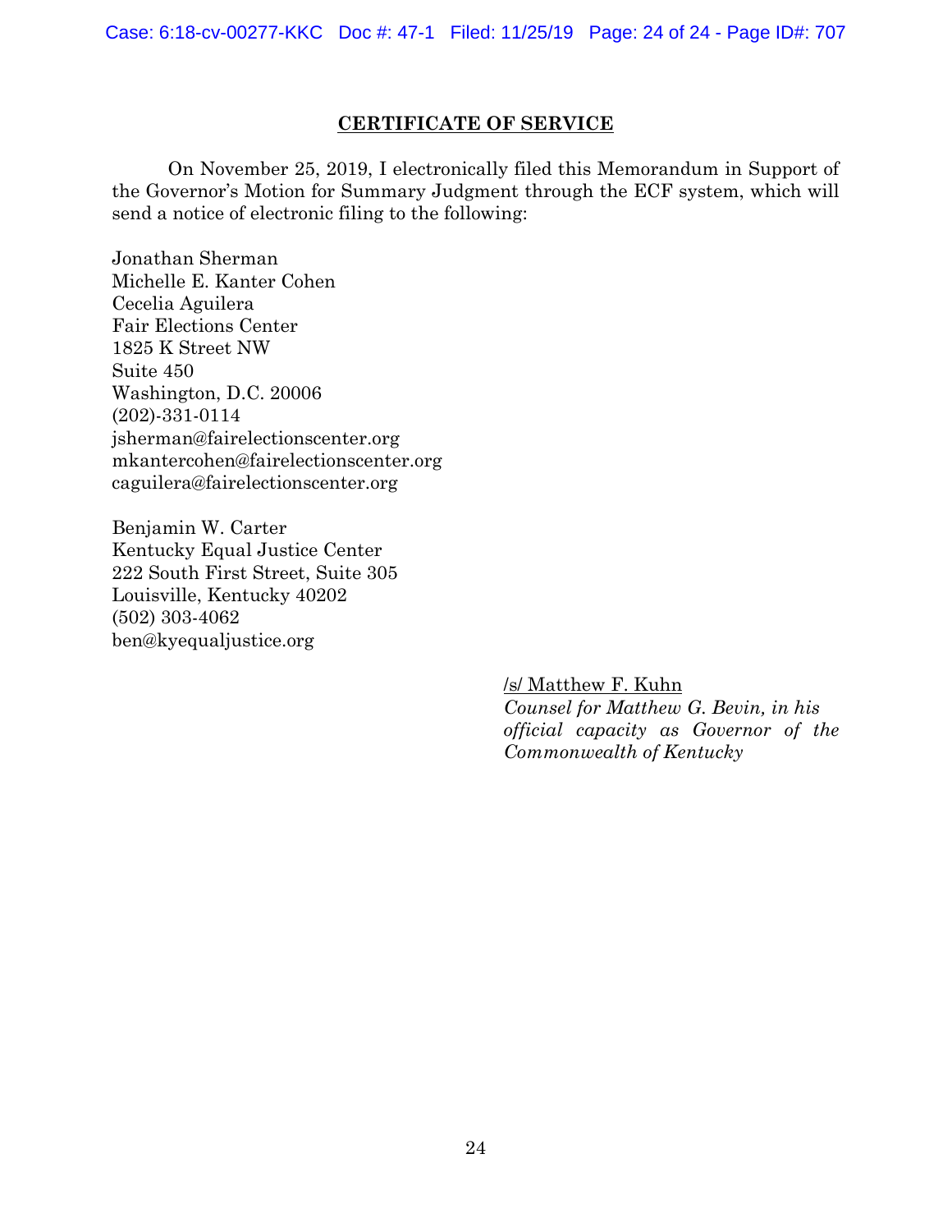## CERTIFICATE OF SERVICE

On November 25, 2019, I electronically filed this Memorandum in Support of the Governor's Motion for Summary Judgment through the ECF system, which will send a notice of electronic filing to the following:

Jonathan Sherman
Michelle E. Kanter Cohen
Cecelia Aguilera
Fair Elections Center
1825 K Street NW
Suite 450
Washington, D.C. 20006
(202)-331-0114
jsherman@fairelectionscenter.org
mkantercohen@fairelectionscenter.org
caguilera@fairelectionscenter.org

Benjamin W. Carter
Kentucky Equal Justice Center
222 South First Street, Suite 305
Louisville, Kentucky 40202
(502) 303-4062
ben@kyequaljustice.org

/s/ Matthew F. Kuhn
*Counsel for Matthew G. Bevin, in his official capacity as Governor of the Commonwealth of Kentucky*